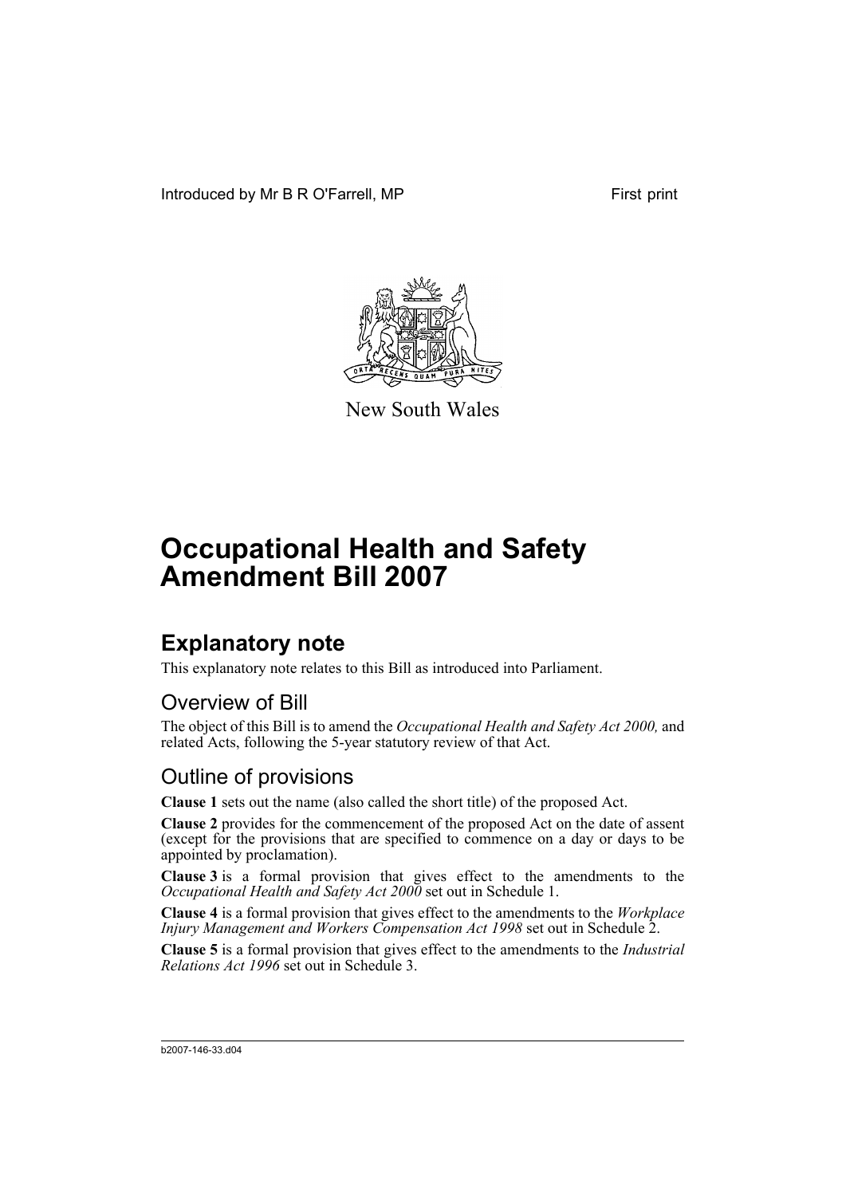Introduced by Mr B R O'Farrell, MP First print

New South Wales

# Occupational Health and Safety Amendment Bill 2007

## Explanatory note

This explanatory note relates to this Bill as introduced into Parliament.

### Overview of Bill

The object of this Bill is to amend the *Occupational Health and Safety Act 2000,* and related Acts, following the 5-year statutory review of that Act.

### Outline of provisions

**Clause 1** sets out the name (also called the short title) of the proposed Act.

**Clause 2** provides for the commencement of the proposed Act on the date of assent (except for the provisions that are specified to commence on a day or days to be appointed by proclamation).

**Clause 3** is a formal provision that gives effect to the amendments to the *Occupational Health and Safety Act 2000* set out in Schedule 1.

**Clause 4** is a formal provision that gives effect to the amendments to the *Workplace Injury Management and Workers Compensation Act 1998* set out in Schedule 2.

**Clause 5** is a formal provision that gives effect to the amendments to the *Industrial Relations Act 1996* set out in Schedule 3.

b2007-146-33.d04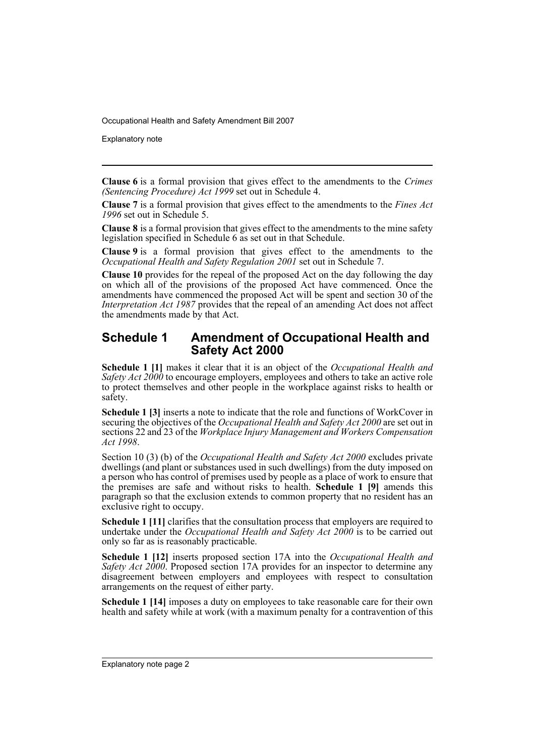**Clause 6** is a formal provision that gives effect to the amendments to the *Crimes (Sentencing Procedure) Act 1999* set out in Schedule 4.

**Clause 7** is a formal provision that gives effect to the amendments to the *Fines Act 1996* set out in Schedule 5.

**Clause 8** is a formal provision that gives effect to the amendments to the mine safety legislation specified in Schedule 6 as set out in that Schedule.

**Clause 9** is a formal provision that gives effect to the amendments to the *Occupational Health and Safety Regulation 2001* set out in Schedule 7.

**Clause 10** provides for the repeal of the proposed Act on the day following the day on which all of the provisions of the proposed Act have commenced. Once the amendments have commenced the proposed Act will be spent and section 30 of the *Interpretation Act 1987* provides that the repeal of an amending Act does not affect the amendments made by that Act.

## Schedule 1 Amendment of Occupational Health and Safety Act 2000

**Schedule 1 [1]** makes it clear that it is an object of the *Occupational Health and Safety Act 2000* to encourage employers, employees and others to take an active role to protect themselves and other people in the workplace against risks to health or safety.

**Schedule 1 [3]** inserts a note to indicate that the role and functions of WorkCover in securing the objectives of the *Occupational Health and Safety Act 2000* are set out in sections 22 and 23 of the *Workplace Injury Management and Workers Compensation Act 1998*.

Section 10 (3) (b) of the *Occupational Health and Safety Act 2000* excludes private dwellings (and plant or substances used in such dwellings) from the duty imposed on a person who has control of premises used by people as a place of work to ensure that the premises are safe and without risks to health. **Schedule 1 [9]** amends this paragraph so that the exclusion extends to common property that no resident has an exclusive right to occupy.

**Schedule 1 [11]** clarifies that the consultation process that employers are required to undertake under the *Occupational Health and Safety Act 2000* is to be carried out only so far as is reasonably practicable.

**Schedule 1 [12]** inserts proposed section 17A into the *Occupational Health and Safety Act 2000*. Proposed section 17A provides for an inspector to determine any disagreement between employers and employees with respect to consultation arrangements on the request of either party.

**Schedule 1 [14]** imposes a duty on employees to take reasonable care for their own health and safety while at work (with a maximum penalty for a contravention of this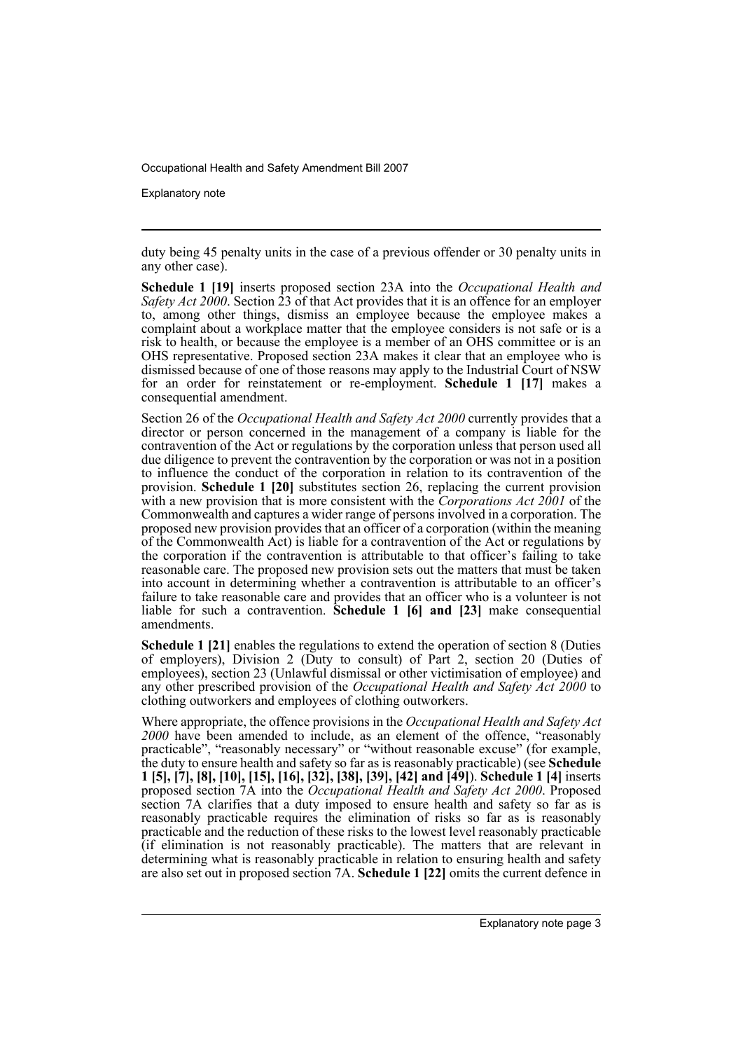duty being 45 penalty units in the case of a previous offender or 30 penalty units in any other case).

**Schedule 1 [19]** inserts proposed section 23A into the *Occupational Health and Safety Act 2000*. Section 23 of that Act provides that it is an offence for an employer to, among other things, dismiss an employee because the employee makes a complaint about a workplace matter that the employee considers is not safe or is a risk to health, or because the employee is a member of an OHS committee or is an OHS representative. Proposed section 23A makes it clear that an employee who is dismissed because of one of those reasons may apply to the Industrial Court of NSW for an order for reinstatement or re-employment. **Schedule 1 [17]** makes a consequential amendment.

Section 26 of the *Occupational Health and Safety Act 2000* currently provides that a director or person concerned in the management of a company is liable for the contravention of the Act or regulations by the corporation unless that person used all due diligence to prevent the contravention by the corporation or was not in a position to influence the conduct of the corporation in relation to its contravention of the provision. **Schedule 1 [20]** substitutes section 26, replacing the current provision with a new provision that is more consistent with the *Corporations Act 2001* of the Commonwealth and captures a wider range of persons involved in a corporation. The proposed new provision provides that an officer of a corporation (within the meaning of the Commonwealth Act) is liable for a contravention of the Act or regulations by the corporation if the contravention is attributable to that officer's failing to take reasonable care. The proposed new provision sets out the matters that must be taken into account in determining whether a contravention is attributable to an officer's failure to take reasonable care and provides that an officer who is a volunteer is not liable for such a contravention. **Schedule 1 [6] and [23]** make consequential amendments.

**Schedule 1 [21]** enables the regulations to extend the operation of section 8 (Duties of employers), Division 2 (Duty to consult) of Part 2, section 20 (Duties of employees), section 23 (Unlawful dismissal or other victimisation of employee) and any other prescribed provision of the *Occupational Health and Safety Act 2000* to clothing outworkers and employees of clothing outworkers.

Where appropriate, the offence provisions in the *Occupational Health and Safety Act 2000* have been amended to include, as an element of the offence, "reasonably practicable", "reasonably necessary" or "without reasonable excuse" (for example, the duty to ensure health and safety so far as is reasonably practicable) (see **Schedule 1 [5], [7], [8], [10], [15], [16], [32], [38], [39], [42] and [49]**). **Schedule 1 [4]** inserts proposed section 7A into the *Occupational Health and Safety Act 2000*. Proposed section 7A clarifies that a duty imposed to ensure health and safety so far as is reasonably practicable requires the elimination of risks so far as is reasonably practicable and the reduction of these risks to the lowest level reasonably practicable (if elimination is not reasonably practicable). The matters that are relevant in determining what is reasonably practicable in relation to ensuring health and safety are also set out in proposed section 7A. **Schedule 1 [22]** omits the current defence in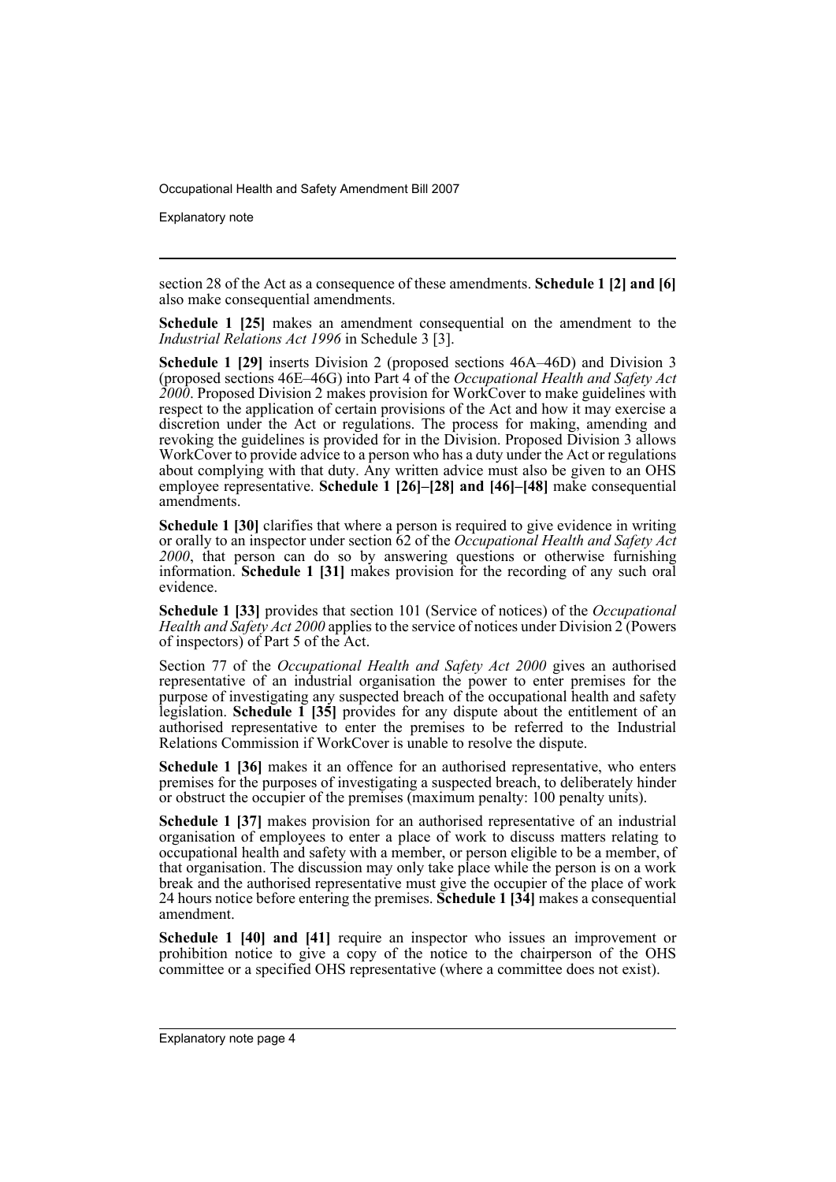section 28 of the Act as a consequence of these amendments. **Schedule 1 [2] and [6]** also make consequential amendments.

**Schedule 1 [25]** makes an amendment consequential on the amendment to the *Industrial Relations Act 1996* in Schedule 3 [3].

**Schedule 1 [29]** inserts Division 2 (proposed sections 46A–46D) and Division 3 (proposed sections 46E–46G) into Part 4 of the *Occupational Health and Safety Act 2000*. Proposed Division 2 makes provision for WorkCover to make guidelines with respect to the application of certain provisions of the Act and how it may exercise a discretion under the Act or regulations. The process for making, amending and revoking the guidelines is provided for in the Division. Proposed Division 3 allows WorkCover to provide advice to a person who has a duty under the Act or regulations about complying with that duty. Any written advice must also be given to an OHS employee representative. **Schedule 1 [26]–[28] and [46]–[48]** make consequential amendments.

**Schedule 1 [30]** clarifies that where a person is required to give evidence in writing or orally to an inspector under section 62 of the *Occupational Health and Safety Act 2000*, that person can do so by answering questions or otherwise furnishing information. **Schedule 1 [31]** makes provision for the recording of any such oral evidence.

**Schedule 1 [33]** provides that section 101 (Service of notices) of the *Occupational Health and Safety Act 2000* applies to the service of notices under Division 2 (Powers of inspectors) of Part 5 of the Act.

Section 77 of the *Occupational Health and Safety Act 2000* gives an authorised representative of an industrial organisation the power to enter premises for the purpose of investigating any suspected breach of the occupational health and safety legislation. **Schedule 1 [35]** provides for any dispute about the entitlement of an authorised representative to enter the premises to be referred to the Industrial Relations Commission if WorkCover is unable to resolve the dispute.

**Schedule 1 [36]** makes it an offence for an authorised representative, who enters premises for the purposes of investigating a suspected breach, to deliberately hinder or obstruct the occupier of the premises (maximum penalty: 100 penalty units).

**Schedule 1 [37]** makes provision for an authorised representative of an industrial organisation of employees to enter a place of work to discuss matters relating to occupational health and safety with a member, or person eligible to be a member, of that organisation. The discussion may only take place while the person is on a work break and the authorised representative must give the occupier of the place of work 24 hours notice before entering the premises. **Schedule 1 [34]** makes a consequential amendment.

**Schedule 1 [40] and [41]** require an inspector who issues an improvement or prohibition notice to give a copy of the notice to the chairperson of the OHS committee or a specified OHS representative (where a committee does not exist).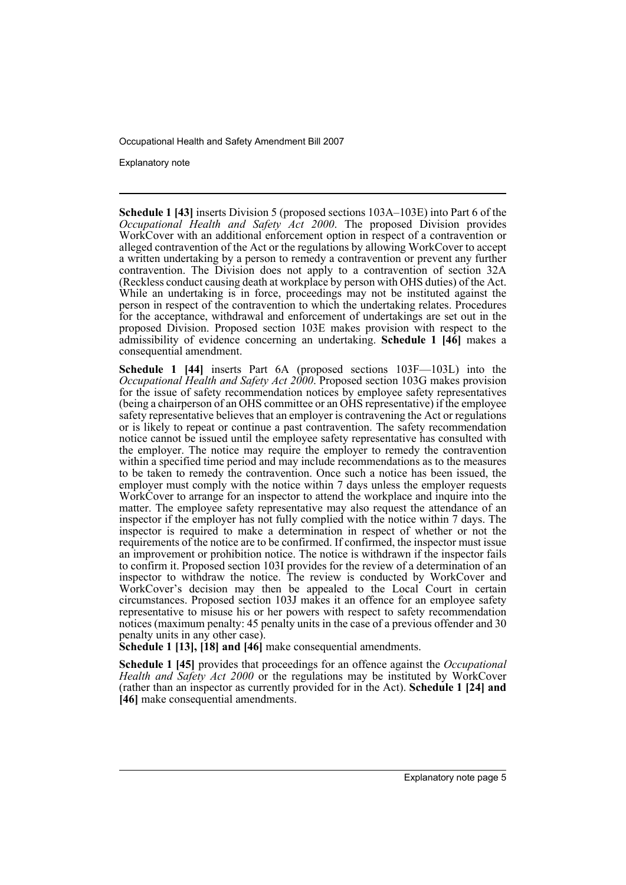**Schedule 1 [43]** inserts Division 5 (proposed sections 103A–103E) into Part 6 of the *Occupational Health and Safety Act 2000*. The proposed Division provides WorkCover with an additional enforcement option in respect of a contravention or alleged contravention of the Act or the regulations by allowing WorkCover to accept a written undertaking by a person to remedy a contravention or prevent any further contravention. The Division does not apply to a contravention of section 32A (Reckless conduct causing death at workplace by person with OHS duties) of the Act. While an undertaking is in force, proceedings may not be instituted against the person in respect of the contravention to which the undertaking relates. Procedures for the acceptance, withdrawal and enforcement of undertakings are set out in the proposed Division. Proposed section 103E makes provision with respect to the admissibility of evidence concerning an undertaking. **Schedule 1 [46]** makes a consequential amendment.

**Schedule 1 [44]** inserts Part 6A (proposed sections 103F—103L) into the *Occupational Health and Safety Act 2000*. Proposed section 103G makes provision for the issue of safety recommendation notices by employee safety representatives (being a chairperson of an OHS committee or an OHS representative) if the employee safety representative believes that an employer is contravening the Act or regulations or is likely to repeat or continue a past contravention. The safety recommendation notice cannot be issued until the employee safety representative has consulted with the employer. The notice may require the employer to remedy the contravention within a specified time period and may include recommendations as to the measures to be taken to remedy the contravention. Once such a notice has been issued, the employer must comply with the notice within 7 days unless the employer requests WorkCover to arrange for an inspector to attend the workplace and inquire into the matter. The employee safety representative may also request the attendance of an inspector if the employer has not fully complied with the notice within 7 days. The inspector is required to make a determination in respect of whether or not the requirements of the notice are to be confirmed. If confirmed, the inspector must issue an improvement or prohibition notice. The notice is withdrawn if the inspector fails to confirm it. Proposed section 103I provides for the review of a determination of an inspector to withdraw the notice. The review is conducted by WorkCover and WorkCover's decision may then be appealed to the Local Court in certain circumstances. Proposed section 103J makes it an offence for an employee safety representative to misuse his or her powers with respect to safety recommendation notices (maximum penalty: 45 penalty units in the case of a previous offender and 30 penalty units in any other case).

**Schedule 1 [13], [18] and [46]** make consequential amendments.

**Schedule 1 [45]** provides that proceedings for an offence against the *Occupational Health and Safety Act 2000* or the regulations may be instituted by WorkCover (rather than an inspector as currently provided for in the Act). **Schedule 1 [24] and [46]** make consequential amendments.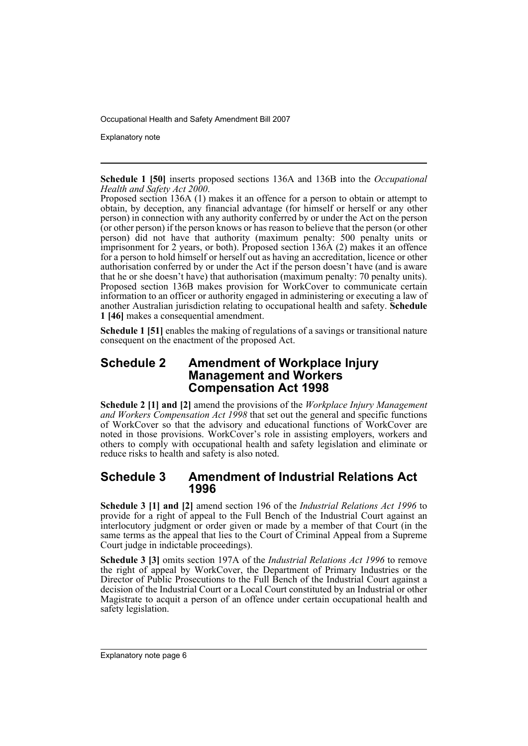**Schedule 1 [50]** inserts proposed sections 136A and 136B into the *Occupational Health and Safety Act 2000*.

Proposed section 136A (1) makes it an offence for a person to obtain or attempt to obtain, by deception, any financial advantage (for himself or herself or any other person) in connection with any authority conferred by or under the Act on the person (or other person) if the person knows or has reason to believe that the person (or other person) did not have that authority (maximum penalty: 500 penalty units or imprisonment for 2 years, or both). Proposed section 136A (2) makes it an offence for a person to hold himself or herself out as having an accreditation, licence or other authorisation conferred by or under the Act if the person doesn't have (and is aware that he or she doesn't have) that authorisation (maximum penalty: 70 penalty units). Proposed section 136B makes provision for WorkCover to communicate certain information to an officer or authority engaged in administering or executing a law of another Australian jurisdiction relating to occupational health and safety. **Schedule 1 [46]** makes a consequential amendment.

**Schedule 1 [51]** enables the making of regulations of a savings or transitional nature consequent on the enactment of the proposed Act.

## Schedule 2 Amendment of Workplace Injury Management and Workers Compensation Act 1998

**Schedule 2 [1] and [2]** amend the provisions of the *Workplace Injury Management and Workers Compensation Act 1998* that set out the general and specific functions of WorkCover so that the advisory and educational functions of WorkCover are noted in those provisions. WorkCover's role in assisting employers, workers and others to comply with occupational health and safety legislation and eliminate or reduce risks to health and safety is also noted.

## Schedule 3 Amendment of Industrial Relations Act 1996

**Schedule 3 [1] and [2]** amend section 196 of the *Industrial Relations Act 1996* to provide for a right of appeal to the Full Bench of the Industrial Court against an interlocutory judgment or order given or made by a member of that Court (in the same terms as the appeal that lies to the Court of Criminal Appeal from a Supreme Court judge in indictable proceedings).

**Schedule 3 [3]** omits section 197A of the *Industrial Relations Act 1996* to remove the right of appeal by WorkCover, the Department of Primary Industries or the Director of Public Prosecutions to the Full Bench of the Industrial Court against a decision of the Industrial Court or a Local Court constituted by an Industrial or other Magistrate to acquit a person of an offence under certain occupational health and safety legislation.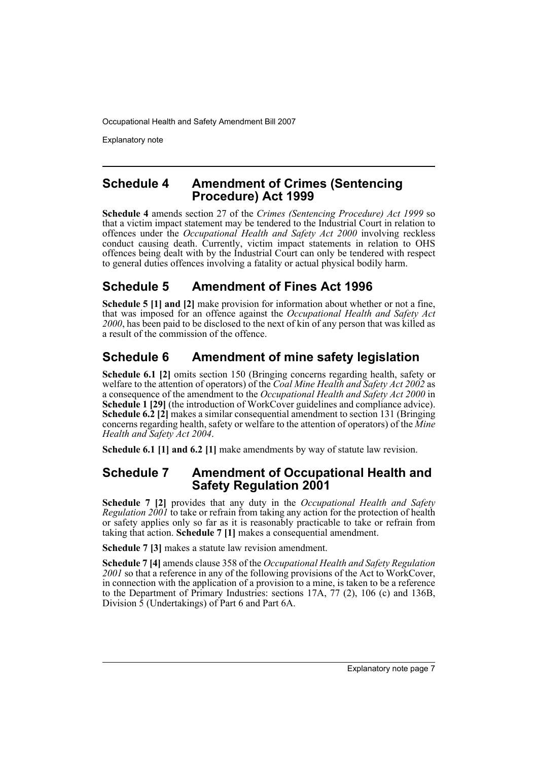## Schedule 4 Amendment of Crimes (Sentencing Procedure) Act 1999

**Schedule 4** amends section 27 of the *Crimes (Sentencing Procedure) Act 1999* so that a victim impact statement may be tendered to the Industrial Court in relation to offences under the *Occupational Health and Safety Act 2000* involving reckless conduct causing death. Currently, victim impact statements in relation to OHS offences being dealt with by the Industrial Court can only be tendered with respect to general duties offences involving a fatality or actual physical bodily harm.

## Schedule 5 Amendment of Fines Act 1996

**Schedule 5 [1] and [2]** make provision for information about whether or not a fine, that was imposed for an offence against the *Occupational Health and Safety Act 2000*, has been paid to be disclosed to the next of kin of any person that was killed as a result of the commission of the offence.

## Schedule 6 Amendment of mine safety legislation

**Schedule 6.1 [2]** omits section 150 (Bringing concerns regarding health, safety or welfare to the attention of operators) of the *Coal Mine Health and Safety Act 2002* as a consequence of the amendment to the *Occupational Health and Safety Act 2000* in **Schedule 1 [29]** (the introduction of WorkCover guidelines and compliance advice). **Schedule 6.2 [2]** makes a similar consequential amendment to section 131 (Bringing concerns regarding health, safety or welfare to the attention of operators) of the *Mine Health and Safety Act 2004*.

**Schedule 6.1 [1] and 6.2 [1]** make amendments by way of statute law revision.

## Schedule 7 Amendment of Occupational Health and Safety Regulation 2001

**Schedule 7 [2]** provides that any duty in the *Occupational Health and Safety Regulation 2001* to take or refrain from taking any action for the protection of health or safety applies only so far as it is reasonably practicable to take or refrain from taking that action. **Schedule 7 [1]** makes a consequential amendment.

**Schedule 7 [3]** makes a statute law revision amendment.

**Schedule 7 [4]** amends clause 358 of the *Occupational Health and Safety Regulation 2001* so that a reference in any of the following provisions of the Act to WorkCover, in connection with the application of a provision to a mine, is taken to be a reference to the Department of Primary Industries: sections 17A, 77 (2), 106 (c) and 136B, Division 5 (Undertakings) of Part 6 and Part 6A.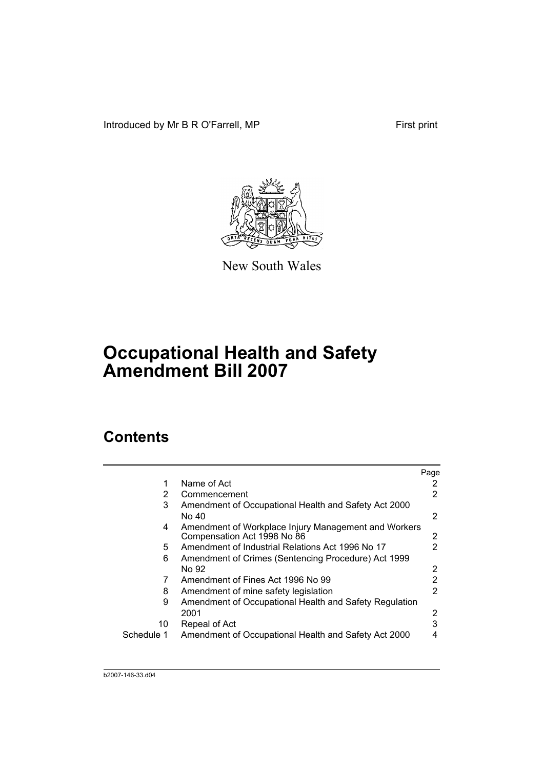Introduced by Mr B R O'Farrell, MP First print

New South Wales

# Occupational Health and Safety Amendment Bill 2007

## Contents

| | | Page |
|---|---|---|
| 1 | Name of Act | 2 |
| 2 | Commencement | 2 |
| 3 | Amendment of Occupational Health and Safety Act 2000 No 40 | 2 |
| 4 | Amendment of Workplace Injury Management and Workers Compensation Act 1998 No 86 | 2 |
| 5 | Amendment of Industrial Relations Act 1996 No 17 | 2 |
| 6 | Amendment of Crimes (Sentencing Procedure) Act 1999 No 92 | 2 |
| 7 | Amendment of Fines Act 1996 No 99 | 2 |
| 8 | Amendment of mine safety legislation | 2 |
| 9 | Amendment of Occupational Health and Safety Regulation 2001 | 2 |
| 10 | Repeal of Act | 3 |
| Schedule 1 | Amendment of Occupational Health and Safety Act 2000 | 4 |

b2007-146-33.d04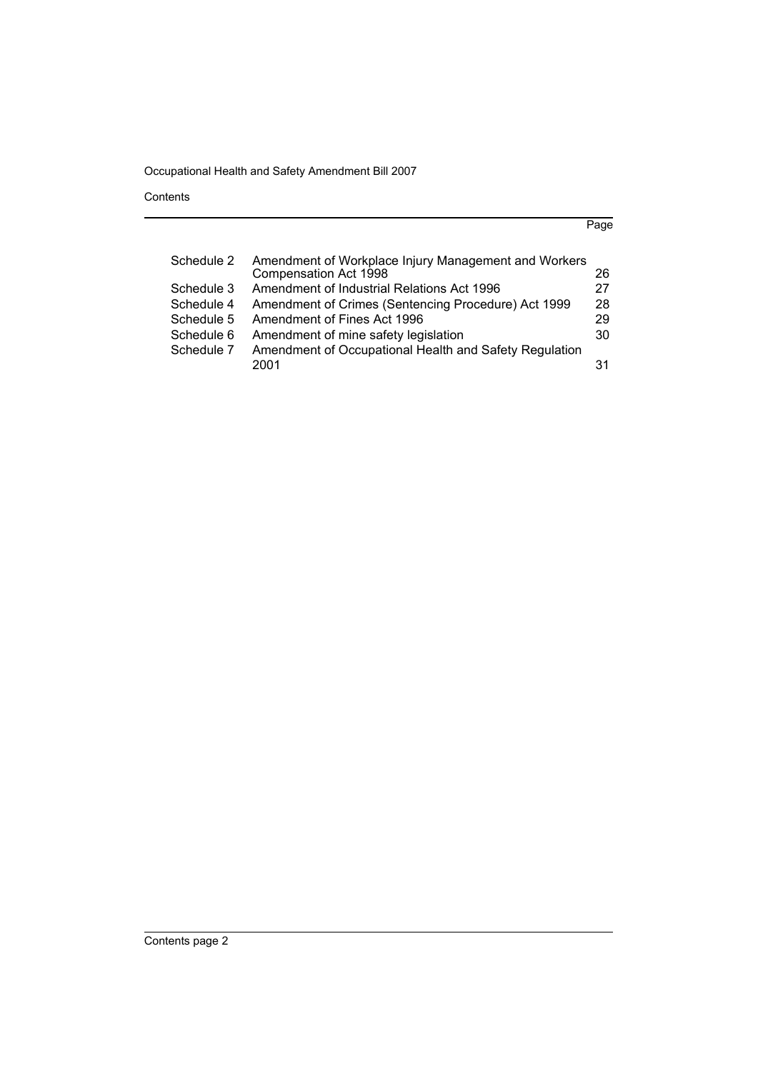Contents

| | | Page |
|---|---|---|
| Schedule 2 | Amendment of Workplace Injury Management and Workers Compensation Act 1998 | 26 |
| Schedule 3 | Amendment of Industrial Relations Act 1996 | 27 |
| Schedule 4 | Amendment of Crimes (Sentencing Procedure) Act 1999 | 28 |
| Schedule 5 | Amendment of Fines Act 1996 | 29 |
| Schedule 6 | Amendment of mine safety legislation | 30 |
| Schedule 7 | Amendment of Occupational Health and Safety Regulation 2001 | 31 |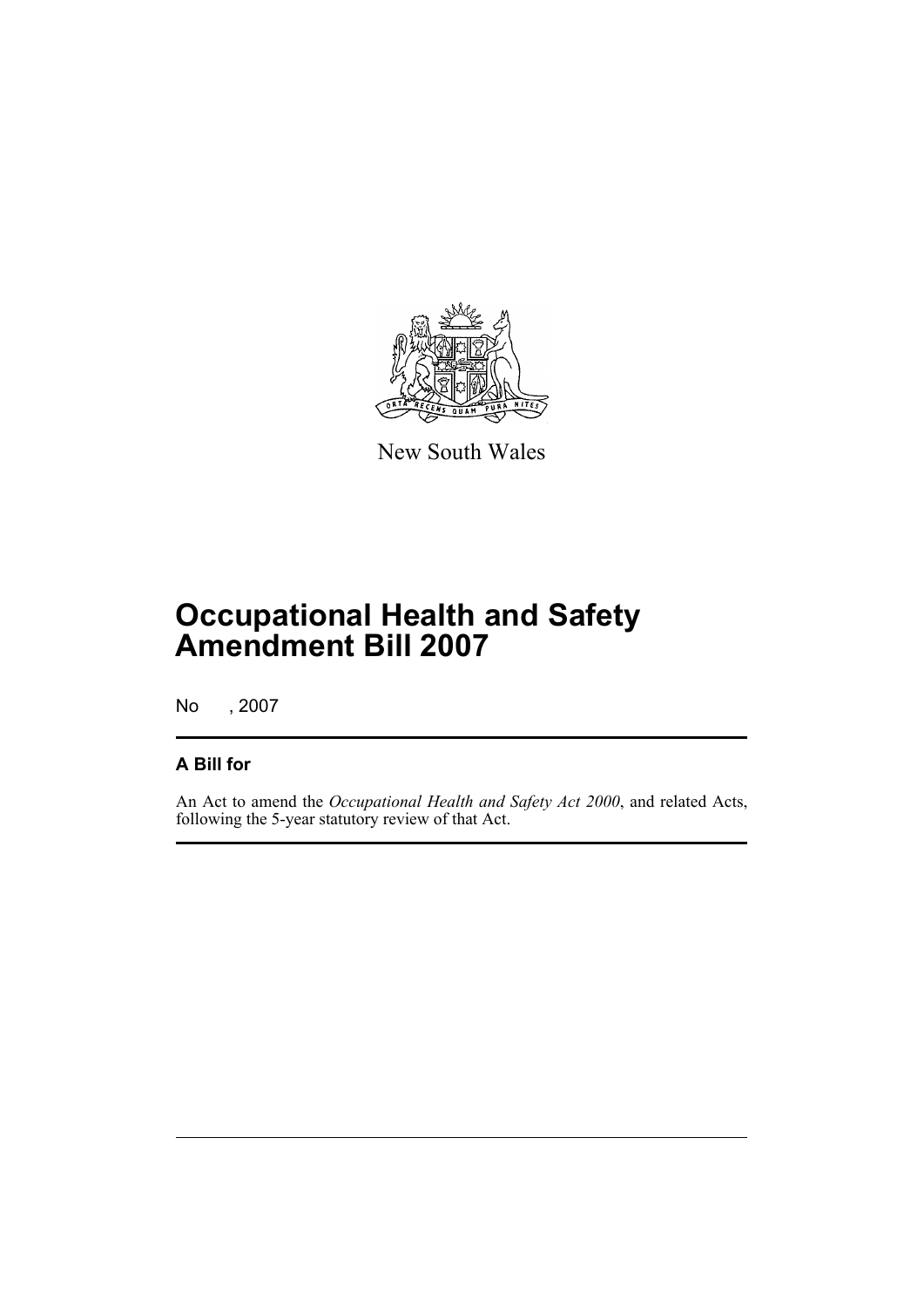New South Wales

# Occupational Health and Safety Amendment Bill 2007

No , 2007

## A Bill for

An Act to amend the *Occupational Health and Safety Act 2000*, and related Acts, following the 5-year statutory review of that Act.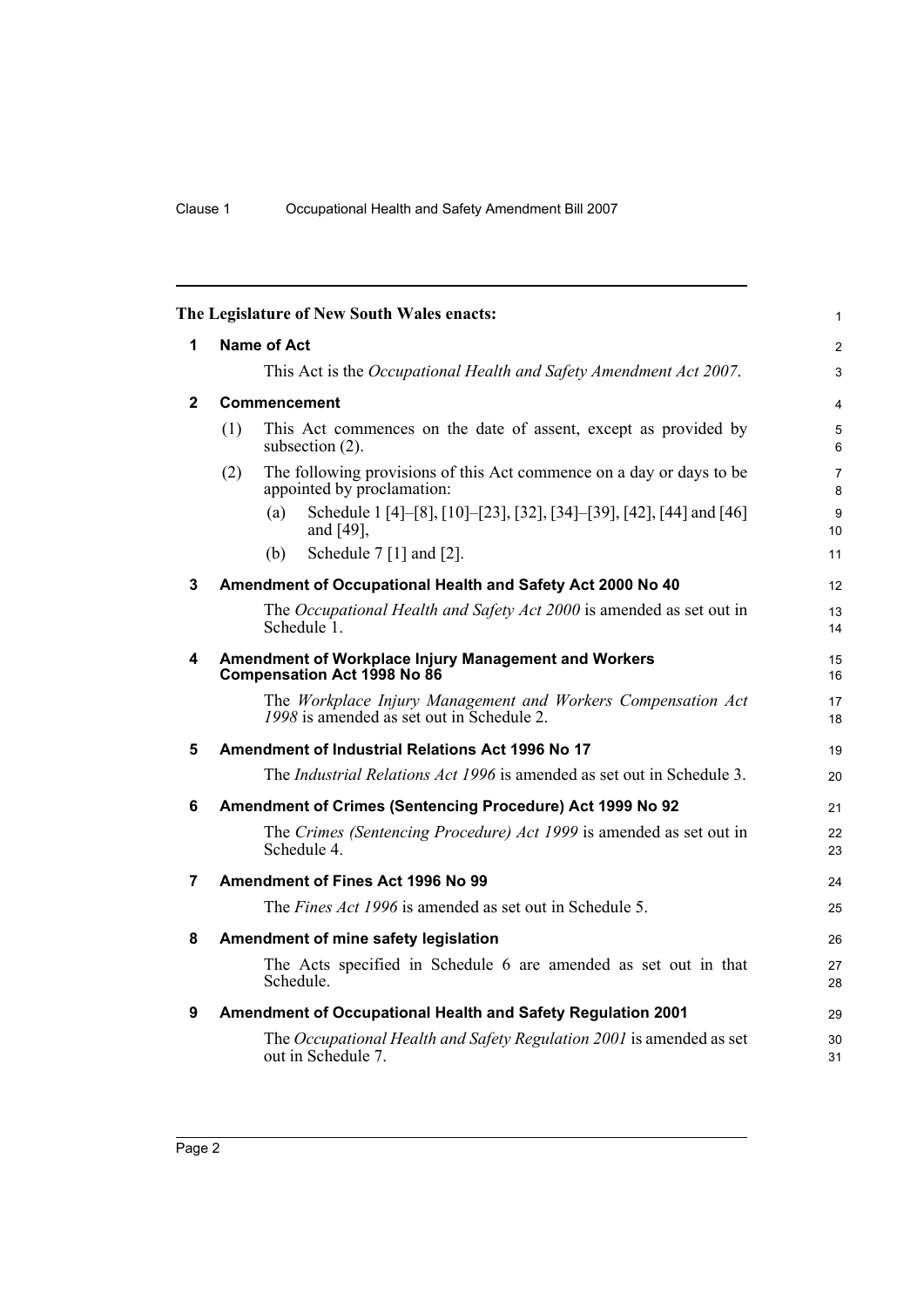The Legislature of New South Wales enacts:

## 1 Name of Act

This Act is the *Occupational Health and Safety Amendment Act 2007*.

## 2 Commencement

(1) This Act commences on the date of assent, except as provided by subsection (2).

(2) The following provisions of this Act commence on a day or days to be appointed by proclamation:

(a) Schedule 1 [4]–[8], [10]–[23], [32], [34]–[39], [42], [44] and [46] and [49],

(b) Schedule 7 [1] and [2].

## 3 Amendment of Occupational Health and Safety Act 2000 No 40

The *Occupational Health and Safety Act 2000* is amended as set out in Schedule 1.

## 4 Amendment of Workplace Injury Management and Workers Compensation Act 1998 No 86

The *Workplace Injury Management and Workers Compensation Act 1998* is amended as set out in Schedule 2.

## 5 Amendment of Industrial Relations Act 1996 No 17

The *Industrial Relations Act 1996* is amended as set out in Schedule 3.

## 6 Amendment of Crimes (Sentencing Procedure) Act 1999 No 92

The *Crimes (Sentencing Procedure) Act 1999* is amended as set out in Schedule 4.

## 7 Amendment of Fines Act 1996 No 99

The *Fines Act 1996* is amended as set out in Schedule 5.

## 8 Amendment of mine safety legislation

The Acts specified in Schedule 6 are amended as set out in that Schedule.

## 9 Amendment of Occupational Health and Safety Regulation 2001

The *Occupational Health and Safety Regulation 2001* is amended as set out in Schedule 7.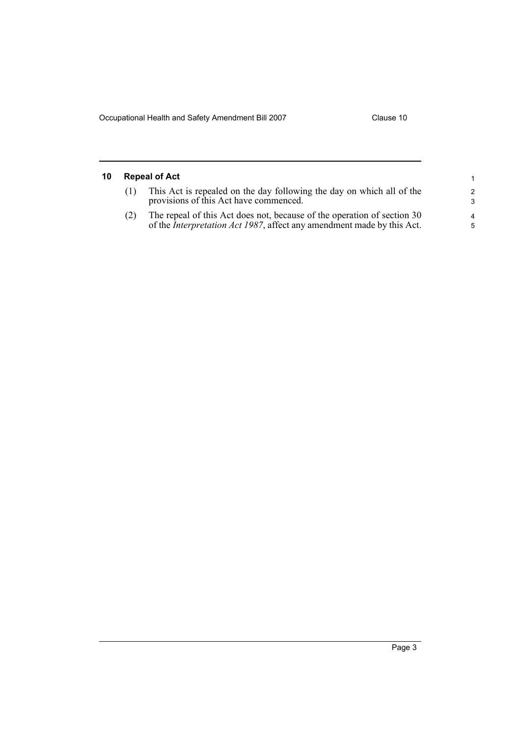## 10 Repeal of Act

(1) This Act is repealed on the day following the day on which all of the provisions of this Act have commenced.

(2) The repeal of this Act does not, because of the operation of section 30 of the *Interpretation Act 1987*, affect any amendment made by this Act.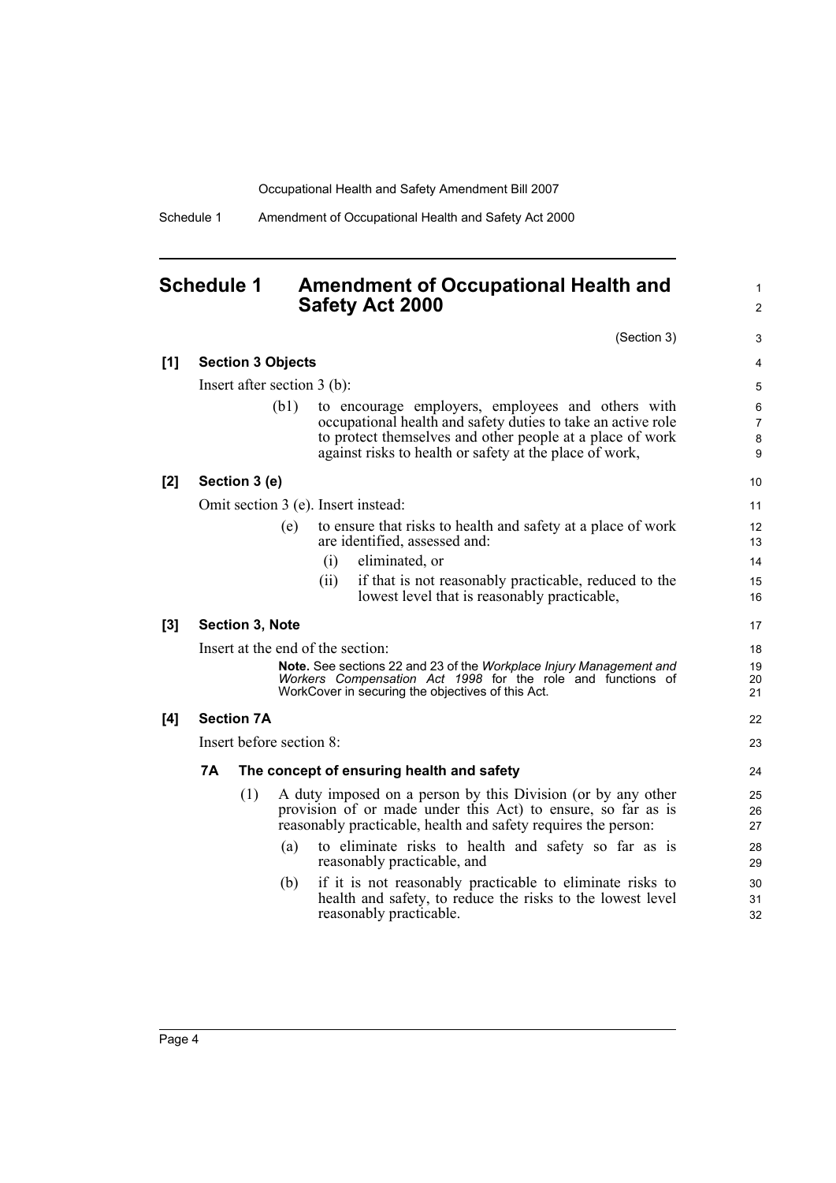## Schedule 1 Amendment of Occupational Health and Safety Act 2000

(Section 3)

**[1] Section 3 Objects**

Insert after section 3 (b):

(b1) to encourage employers, employees and others with occupational health and safety duties to take an active role to protect themselves and other people at a place of work against risks to health or safety at the place of work,

**[2] Section 3 (e)**

Omit section 3 (e). Insert instead:

(e) to ensure that risks to health and safety at a place of work are identified, assessed and:

(i) eliminated, or

(ii) if that is not reasonably practicable, reduced to the lowest level that is reasonably practicable,

**[3] Section 3, Note**

Insert at the end of the section:

**Note.** See sections 22 and 23 of the *Workplace Injury Management and Workers Compensation Act 1998* for the role and functions of WorkCover in securing the objectives of this Act.

**[4] Section 7A**

Insert before section 8:

**7A The concept of ensuring health and safety**

(1) A duty imposed on a person by this Division (or by any other provision of or made under this Act) to ensure, so far as is reasonably practicable, health and safety requires the person:

(a) to eliminate risks to health and safety so far as is reasonably practicable, and

(b) if it is not reasonably practicable to eliminate risks to health and safety, to reduce the risks to the lowest level reasonably practicable.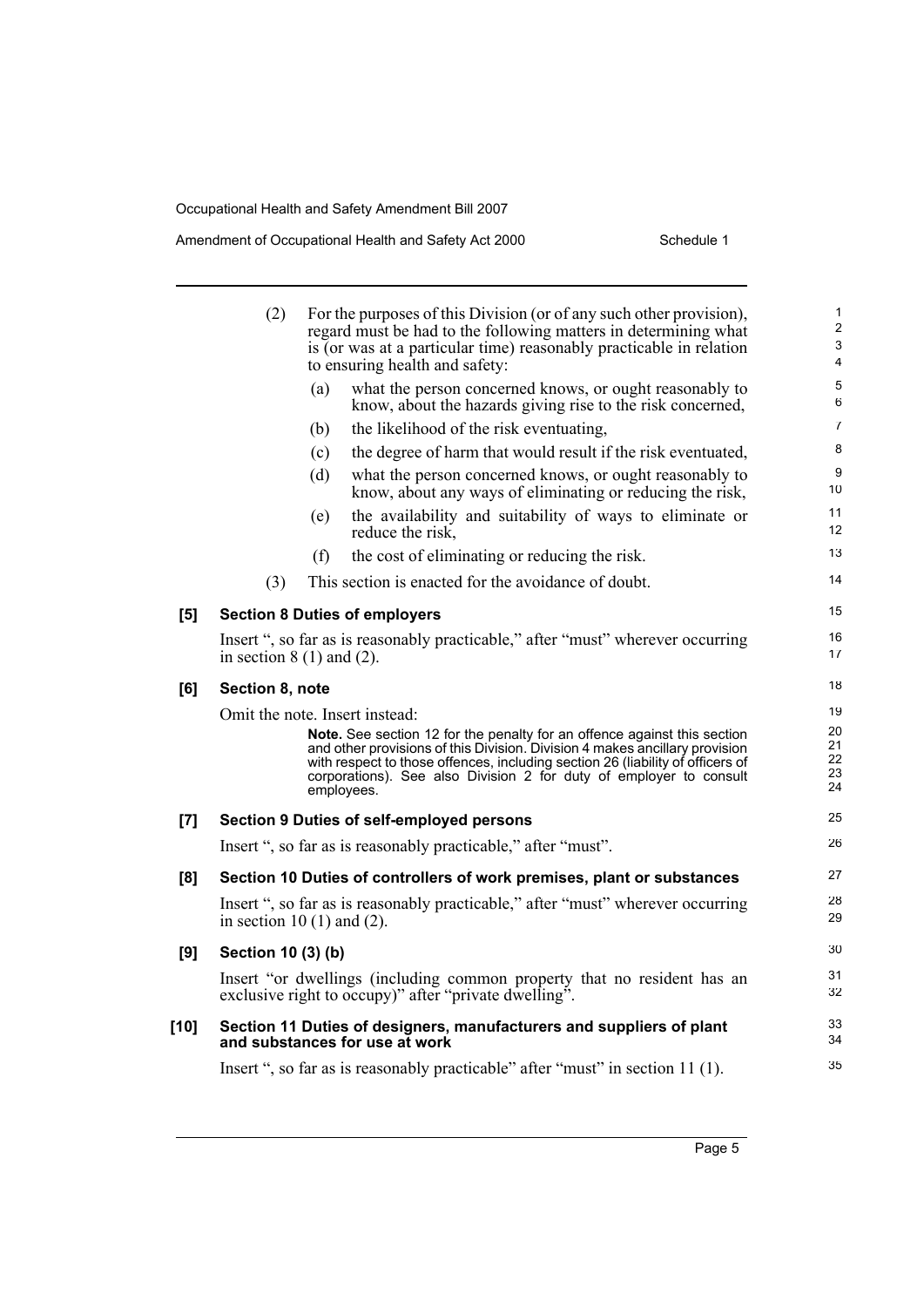(2) For the purposes of this Division (or of any such other provision), regard must be had to the following matters in determining what is (or was at a particular time) reasonably practicable in relation to ensuring health and safety:

(a) what the person concerned knows, or ought reasonably to know, about the hazards giving rise to the risk concerned,

(b) the likelihood of the risk eventuating,

(c) the degree of harm that would result if the risk eventuated,

(d) what the person concerned knows, or ought reasonably to know, about any ways of eliminating or reducing the risk,

(e) the availability and suitability of ways to eliminate or reduce the risk,

(f) the cost of eliminating or reducing the risk.

(3) This section is enacted for the avoidance of doubt.

**[5] Section 8 Duties of employers**

Insert ", so far as is reasonably practicable," after "must" wherever occurring in section 8 (1) and (2).

**[6] Section 8, note**

Omit the note. Insert instead:

**Note.** See section 12 for the penalty for an offence against this section and other provisions of this Division. Division 4 makes ancillary provision with respect to those offences, including section 26 (liability of officers of corporations). See also Division 2 for duty of employer to consult employees.

**[7] Section 9 Duties of self-employed persons**

Insert ", so far as is reasonably practicable," after "must".

**[8] Section 10 Duties of controllers of work premises, plant or substances**

Insert ", so far as is reasonably practicable," after "must" wherever occurring in section 10 (1) and (2).

**[9] Section 10 (3) (b)**

Insert "or dwellings (including common property that no resident has an exclusive right to occupy)" after "private dwelling".

**[10] Section 11 Duties of designers, manufacturers and suppliers of plant and substances for use at work**

Insert ", so far as is reasonably practicable" after "must" in section 11 (1).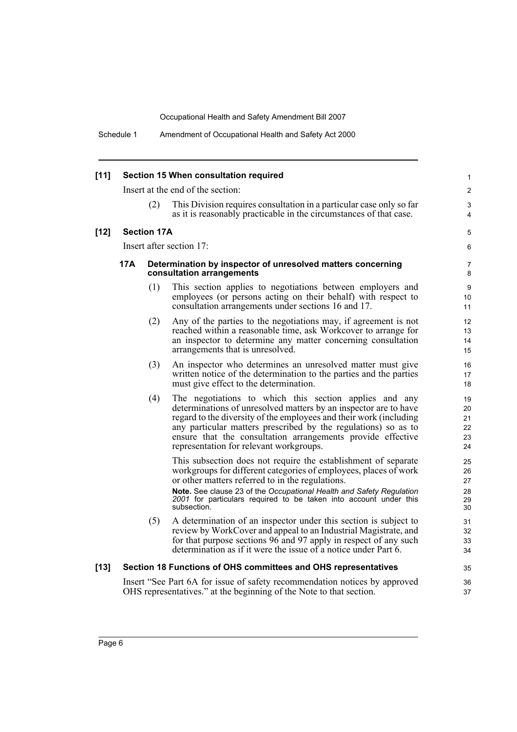**[11] Section 15 When consultation required**

Insert at the end of the section:

(2) This Division requires consultation in a particular case only so far as it is reasonably practicable in the circumstances of that case.

**[12] Section 17A**

Insert after section 17:

**17A Determination by inspector of unresolved matters concerning consultation arrangements**

(1) This section applies to negotiations between employers and employees (or persons acting on their behalf) with respect to consultation arrangements under sections 16 and 17.

(2) Any of the parties to the negotiations may, if agreement is not reached within a reasonable time, ask Workcover to arrange for an inspector to determine any matter concerning consultation arrangements that is unresolved.

(3) An inspector who determines an unresolved matter must give written notice of the determination to the parties and the parties must give effect to the determination.

(4) The negotiations to which this section applies and any determinations of unresolved matters by an inspector are to have regard to the diversity of the employees and their work (including any particular matters prescribed by the regulations) so as to ensure that the consultation arrangements provide effective representation for relevant workgroups.

This subsection does not require the establishment of separate workgroups for different categories of employees, places of work or other matters referred to in the regulations.

**Note.** See clause 23 of the *Occupational Health and Safety Regulation 2001* for particulars required to be taken into account under this subsection.

(5) A determination of an inspector under this section is subject to review by WorkCover and appeal to an Industrial Magistrate, and for that purpose sections 96 and 97 apply in respect of any such determination as if it were the issue of a notice under Part 6.

**[13] Section 18 Functions of OHS committees and OHS representatives**

Insert "See Part 6A for issue of safety recommendation notices by approved OHS representatives." at the beginning of the Note to that section.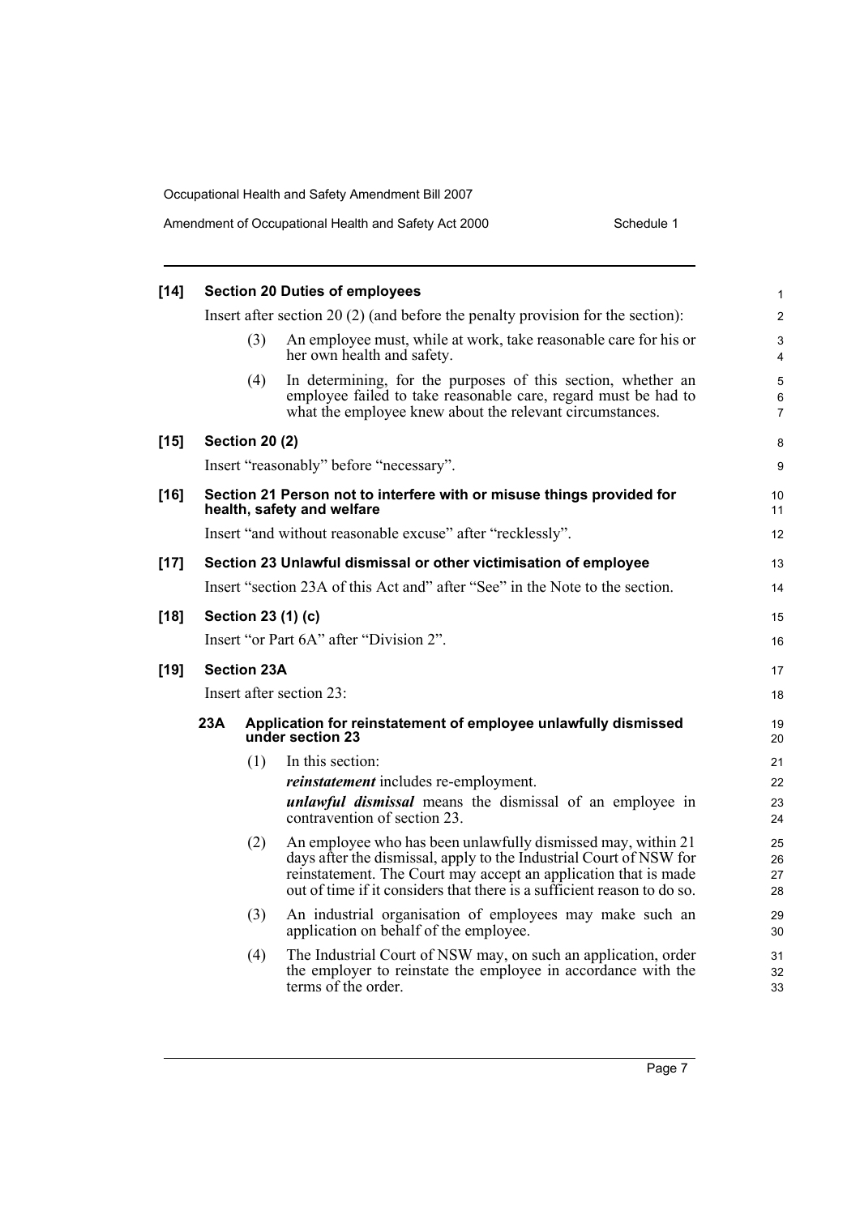**[14] Section 20 Duties of employees**

Insert after section 20 (2) (and before the penalty provision for the section):

(3) An employee must, while at work, take reasonable care for his or her own health and safety.

(4) In determining, for the purposes of this section, whether an employee failed to take reasonable care, regard must be had to what the employee knew about the relevant circumstances.

**[15] Section 20 (2)**

Insert "reasonably" before "necessary".

**[16] Section 21 Person not to interfere with or misuse things provided for health, safety and welfare**

Insert "and without reasonable excuse" after "recklessly".

**[17] Section 23 Unlawful dismissal or other victimisation of employee**

Insert "section 23A of this Act and" after "See" in the Note to the section.

**[18] Section 23 (1) (c)**

Insert "or Part 6A" after "Division 2".

**[19] Section 23A**

Insert after section 23:

**23A Application for reinstatement of employee unlawfully dismissed under section 23**

(1) In this section:

***reinstatement*** includes re-employment.

***unlawful dismissal*** means the dismissal of an employee in contravention of section 23.

(2) An employee who has been unlawfully dismissed may, within 21 days after the dismissal, apply to the Industrial Court of NSW for reinstatement. The Court may accept an application that is made out of time if it considers that there is a sufficient reason to do so.

(3) An industrial organisation of employees may make such an application on behalf of the employee.

(4) The Industrial Court of NSW may, on such an application, order the employer to reinstate the employee in accordance with the terms of the order.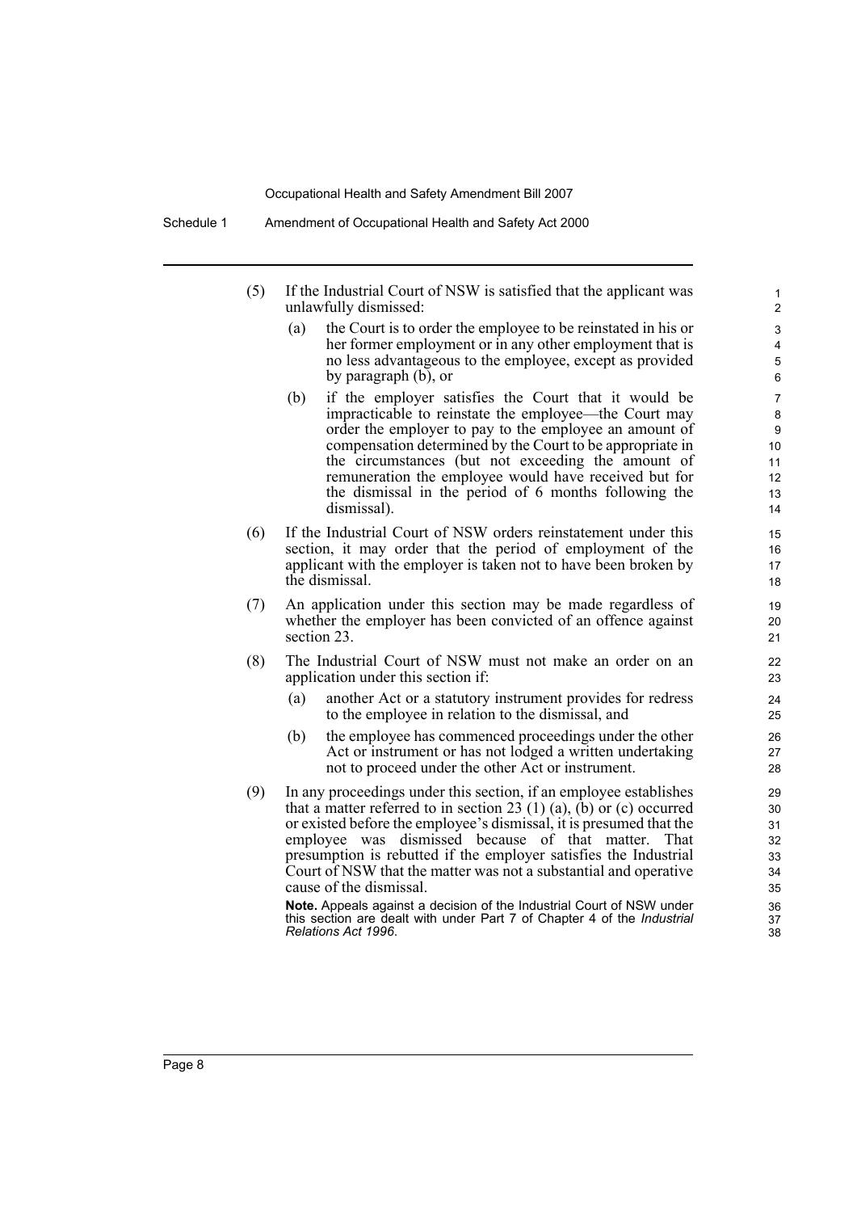(5) If the Industrial Court of NSW is satisfied that the applicant was unlawfully dismissed:

  (a) the Court is to order the employee to be reinstated in his or her former employment or in any other employment that is no less advantageous to the employee, except as provided by paragraph (b), or

  (b) if the employer satisfies the Court that it would be impracticable to reinstate the employee—the Court may order the employer to pay to the employee an amount of compensation determined by the Court to be appropriate in the circumstances (but not exceeding the amount of remuneration the employee would have received but for the dismissal in the period of 6 months following the dismissal).

(6) If the Industrial Court of NSW orders reinstatement under this section, it may order that the period of employment of the applicant with the employer is taken not to have been broken by the dismissal.

(7) An application under this section may be made regardless of whether the employer has been convicted of an offence against section 23.

(8) The Industrial Court of NSW must not make an order on an application under this section if:

  (a) another Act or a statutory instrument provides for redress to the employee in relation to the dismissal, and

  (b) the employee has commenced proceedings under the other Act or instrument or has not lodged a written undertaking not to proceed under the other Act or instrument.

(9) In any proceedings under this section, if an employee establishes that a matter referred to in section 23 (1) (a), (b) or (c) occurred or existed before the employee's dismissal, it is presumed that the employee was dismissed because of that matter. That presumption is rebutted if the employer satisfies the Industrial Court of NSW that the matter was not a substantial and operative cause of the dismissal.

**Note.** Appeals against a decision of the Industrial Court of NSW under this section are dealt with under Part 7 of Chapter 4 of the *Industrial Relations Act 1996*.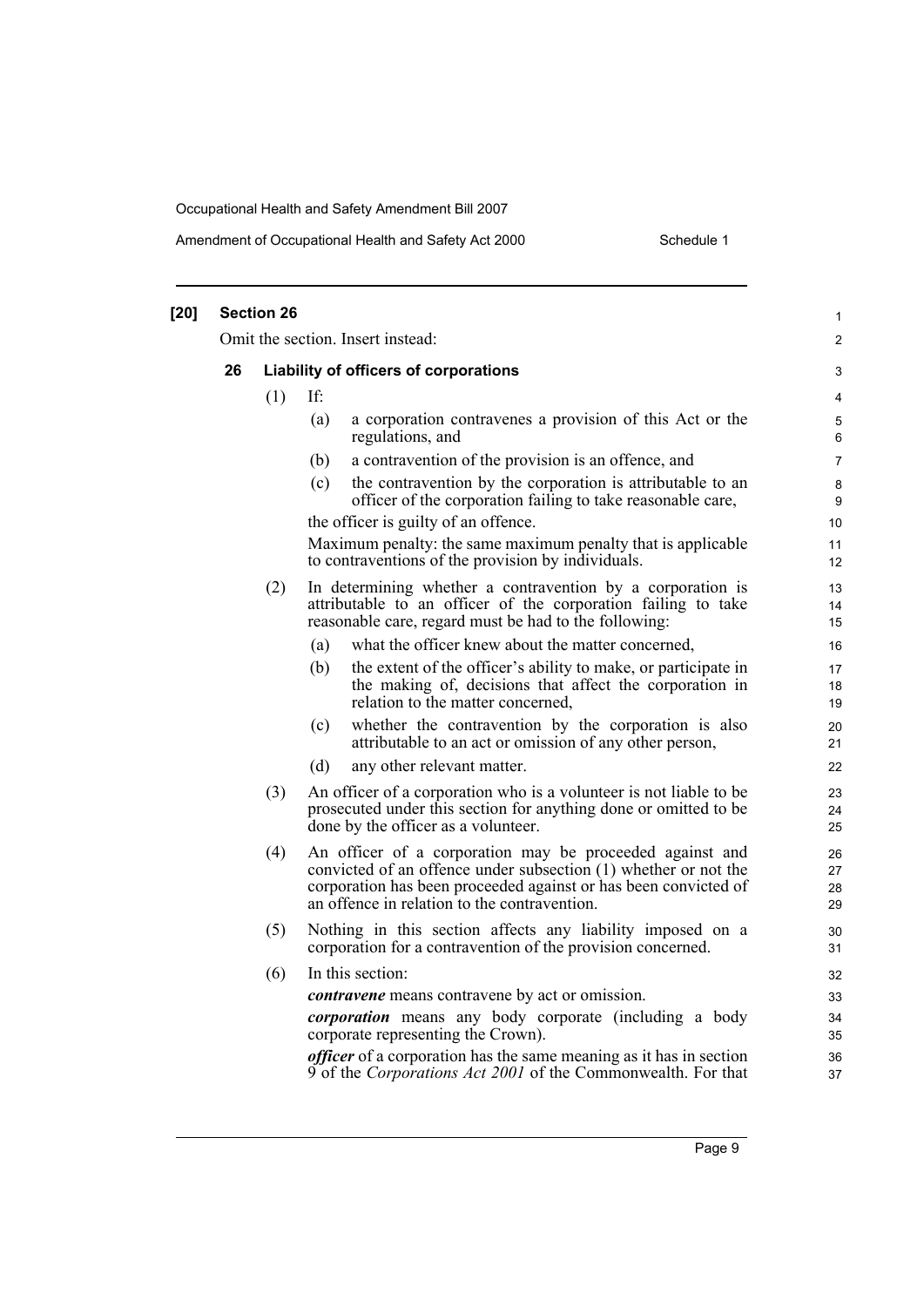**[20] Section 26**

Omit the section. Insert instead:

### 26 Liability of officers of corporations

(1) If:

(a) a corporation contravenes a provision of this Act or the regulations, and

(b) a contravention of the provision is an offence, and

(c) the contravention by the corporation is attributable to an officer of the corporation failing to take reasonable care,

the officer is guilty of an offence.

Maximum penalty: the same maximum penalty that is applicable to contraventions of the provision by individuals.

(2) In determining whether a contravention by a corporation is attributable to an officer of the corporation failing to take reasonable care, regard must be had to the following:

(a) what the officer knew about the matter concerned,

(b) the extent of the officer's ability to make, or participate in the making of, decisions that affect the corporation in relation to the matter concerned,

(c) whether the contravention by the corporation is also attributable to an act or omission of any other person,

(d) any other relevant matter.

(3) An officer of a corporation who is a volunteer is not liable to be prosecuted under this section for anything done or omitted to be done by the officer as a volunteer.

(4) An officer of a corporation may be proceeded against and convicted of an offence under subsection (1) whether or not the corporation has been proceeded against or has been convicted of an offence in relation to the contravention.

(5) Nothing in this section affects any liability imposed on a corporation for a contravention of the provision concerned.

(6) In this section:

***contravene*** means contravene by act or omission.

***corporation*** means any body corporate (including a body corporate representing the Crown).

***officer*** of a corporation has the same meaning as it has in section 9 of the *Corporations Act 2001* of the Commonwealth. For that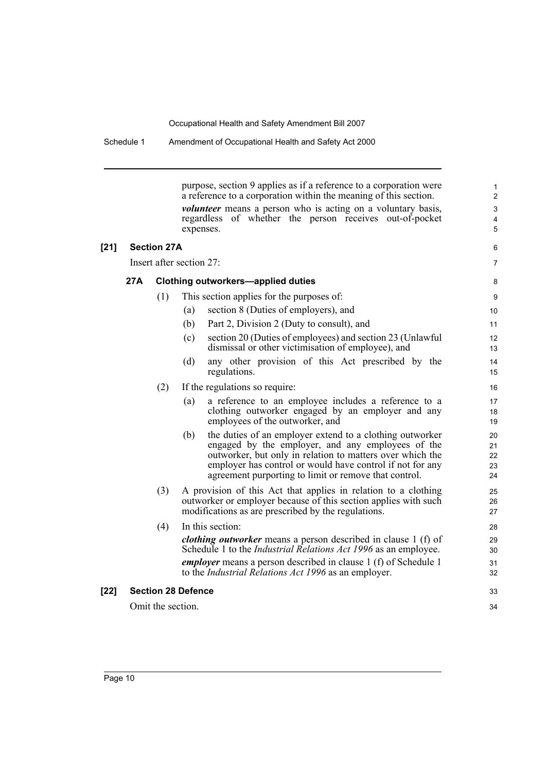purpose, section 9 applies as if a reference to a corporation were a reference to a corporation within the meaning of this section.

***volunteer*** means a person who is acting on a voluntary basis, regardless of whether the person receives out-of-pocket expenses.

**[21] Section 27A**

Insert after section 27:

**27A Clothing outworkers—applied duties**

(1) This section applies for the purposes of:

(a) section 8 (Duties of employers), and

(b) Part 2, Division 2 (Duty to consult), and

(c) section 20 (Duties of employees) and section 23 (Unlawful dismissal or other victimisation of employee), and

(d) any other provision of this Act prescribed by the regulations.

(2) If the regulations so require:

(a) a reference to an employee includes a reference to a clothing outworker engaged by an employer and any employees of the outworker, and

(b) the duties of an employer extend to a clothing outworker engaged by the employer, and any employees of the outworker, but only in relation to matters over which the employer has control or would have control if not for any agreement purporting to limit or remove that control.

(3) A provision of this Act that applies in relation to a clothing outworker or employer because of this section applies with such modifications as are prescribed by the regulations.

(4) In this section:

***clothing outworker*** means a person described in clause 1 (f) of Schedule 1 to the *Industrial Relations Act 1996* as an employee.

***employer*** means a person described in clause 1 (f) of Schedule 1 to the *Industrial Relations Act 1996* as an employer.

**[22] Section 28 Defence**

Omit the section.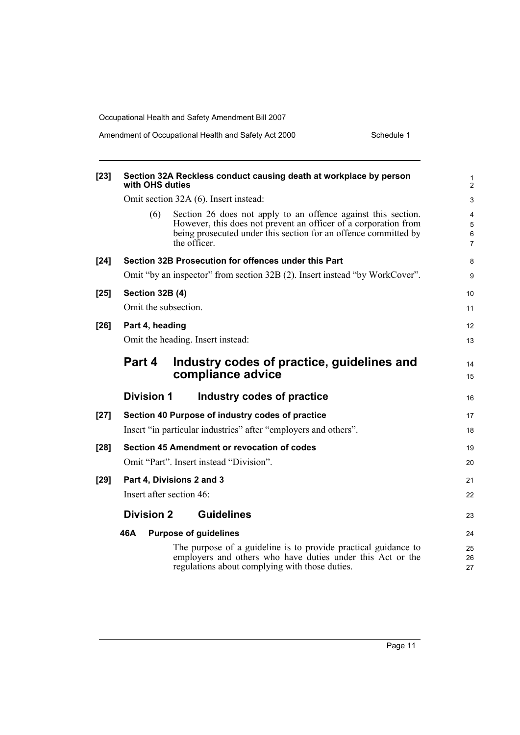**[23] Section 32A Reckless conduct causing death at workplace by person with OHS duties**

Omit section 32A (6). Insert instead:

> (6) Section 26 does not apply to an offence against this section. However, this does not prevent an officer of a corporation from being prosecuted under this section for an offence committed by the officer.

**[24] Section 32B Prosecution for offences under this Part**

Omit "by an inspector" from section 32B (2). Insert instead "by WorkCover".

**[25] Section 32B (4)**

Omit the subsection.

**[26] Part 4, heading**

Omit the heading. Insert instead:

## Part 4 Industry codes of practice, guidelines and compliance advice

### Division 1 Industry codes of practice

**[27] Section 40 Purpose of industry codes of practice**

Insert "in particular industries" after "employers and others".

**[28] Section 45 Amendment or revocation of codes**

Omit "Part". Insert instead "Division".

**[29] Part 4, Divisions 2 and 3**

Insert after section 46:

### Division 2 Guidelines

**46A Purpose of guidelines**

The purpose of a guideline is to provide practical guidance to employers and others who have duties under this Act or the regulations about complying with those duties.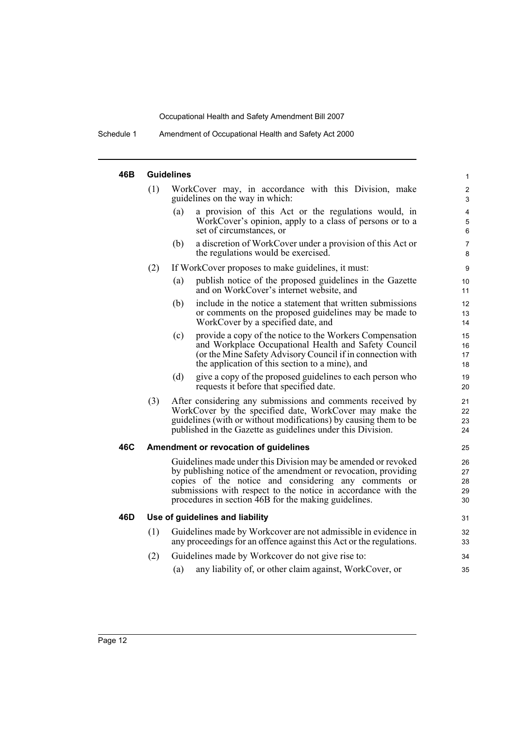#### 46B Guidelines

(1) WorkCover may, in accordance with this Division, make guidelines on the way in which:

(a) a provision of this Act or the regulations would, in WorkCover's opinion, apply to a class of persons or to a set of circumstances, or

(b) a discretion of WorkCover under a provision of this Act or the regulations would be exercised.

(2) If WorkCover proposes to make guidelines, it must:

(a) publish notice of the proposed guidelines in the Gazette and on WorkCover's internet website, and

(b) include in the notice a statement that written submissions or comments on the proposed guidelines may be made to WorkCover by a specified date, and

(c) provide a copy of the notice to the Workers Compensation and Workplace Occupational Health and Safety Council (or the Mine Safety Advisory Council if in connection with the application of this section to a mine), and

(d) give a copy of the proposed guidelines to each person who requests it before that specified date.

(3) After considering any submissions and comments received by WorkCover by the specified date, WorkCover may make the guidelines (with or without modifications) by causing them to be published in the Gazette as guidelines under this Division.

#### 46C Amendment or revocation of guidelines

Guidelines made under this Division may be amended or revoked by publishing notice of the amendment or revocation, providing copies of the notice and considering any comments or submissions with respect to the notice in accordance with the procedures in section 46B for the making guidelines.

#### 46D Use of guidelines and liability

(1) Guidelines made by Workcover are not admissible in evidence in any proceedings for an offence against this Act or the regulations.

(2) Guidelines made by Workcover do not give rise to:

(a) any liability of, or other claim against, WorkCover, or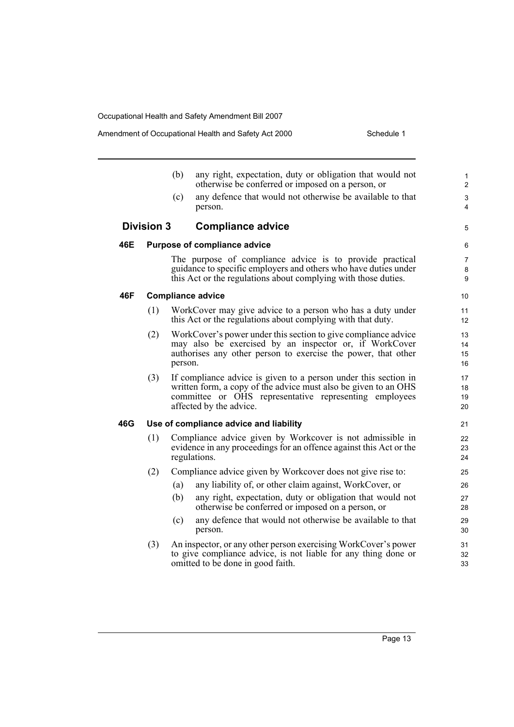(b) any right, expectation, duty or obligation that would not otherwise be conferred or imposed on a person, or

(c) any defence that would not otherwise be available to that person.

## Division 3 Compliance advice

### 46E Purpose of compliance advice

The purpose of compliance advice is to provide practical guidance to specific employers and others who have duties under this Act or the regulations about complying with those duties.

### 46F Compliance advice

(1) WorkCover may give advice to a person who has a duty under this Act or the regulations about complying with that duty.

(2) WorkCover's power under this section to give compliance advice may also be exercised by an inspector or, if WorkCover authorises any other person to exercise the power, that other person.

(3) If compliance advice is given to a person under this section in written form, a copy of the advice must also be given to an OHS committee or OHS representative representing employees affected by the advice.

### 46G Use of compliance advice and liability

(1) Compliance advice given by Workcover is not admissible in evidence in any proceedings for an offence against this Act or the regulations.

(2) Compliance advice given by Workcover does not give rise to:

(a) any liability of, or other claim against, WorkCover, or

(b) any right, expectation, duty or obligation that would not otherwise be conferred or imposed on a person, or

(c) any defence that would not otherwise be available to that person.

(3) An inspector, or any other person exercising WorkCover's power to give compliance advice, is not liable for any thing done or omitted to be done in good faith.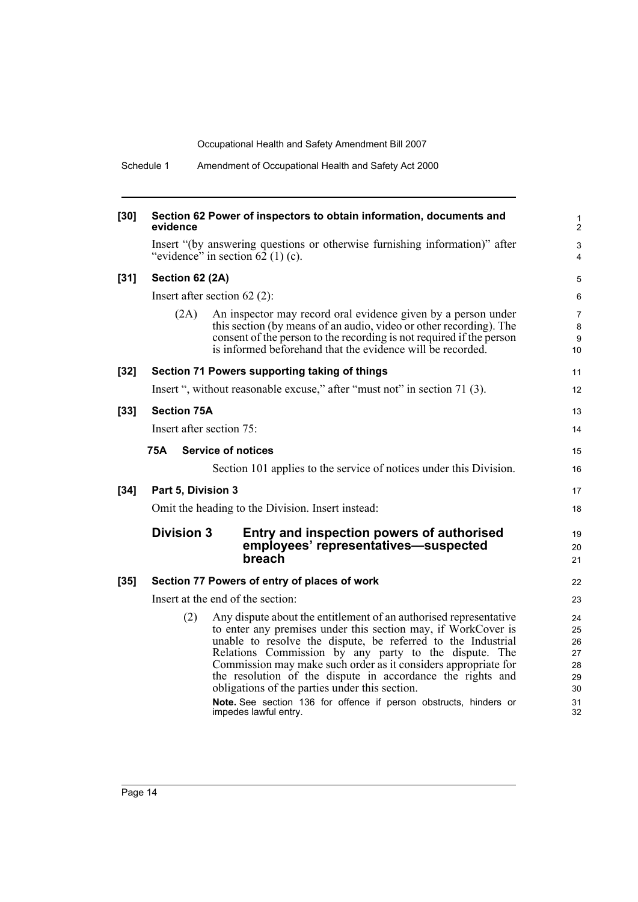**[30] Section 62 Power of inspectors to obtain information, documents and evidence**

Insert "(by answering questions or otherwise furnishing information)" after "evidence" in section 62 (1) (c).

**[31] Section 62 (2A)**

Insert after section 62 (2):

(2A) An inspector may record oral evidence given by a person under this section (by means of an audio, video or other recording). The consent of the person to the recording is not required if the person is informed beforehand that the evidence will be recorded.

**[32] Section 71 Powers supporting taking of things**

Insert ", without reasonable excuse," after "must not" in section 71 (3).

**[33] Section 75A**

Insert after section 75:

**75A Service of notices**

Section 101 applies to the service of notices under this Division.

**[34] Part 5, Division 3**

Omit the heading to the Division. Insert instead:

## Division 3 Entry and inspection powers of authorised employees' representatives—suspected breach

**[35] Section 77 Powers of entry of places of work**

Insert at the end of the section:

(2) Any dispute about the entitlement of an authorised representative to enter any premises under this section may, if WorkCover is unable to resolve the dispute, be referred to the Industrial Relations Commission by any party to the dispute. The Commission may make such order as it considers appropriate for the resolution of the dispute in accordance the rights and obligations of the parties under this section.

**Note.** See section 136 for offence if person obstructs, hinders or impedes lawful entry.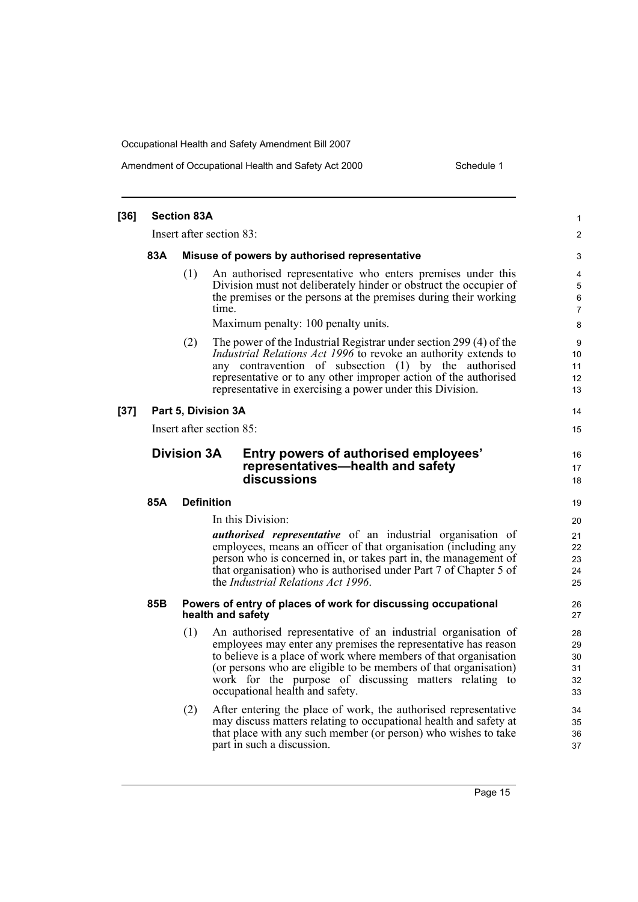**[36] Section 83A**

Insert after section 83:

**83A Misuse of powers by authorised representative**

(1) An authorised representative who enters premises under this Division must not deliberately hinder or obstruct the occupier of the premises or the persons at the premises during their working time.

Maximum penalty: 100 penalty units.

(2) The power of the Industrial Registrar under section 299 (4) of the *Industrial Relations Act 1996* to revoke an authority extends to any contravention of subsection (1) by the authorised representative or to any other improper action of the authorised representative in exercising a power under this Division.

**[37] Part 5, Division 3A**

Insert after section 85:

## Division 3A Entry powers of authorised employees' representatives—health and safety discussions

**85A Definition**

In this Division:

***authorised representative*** of an industrial organisation of employees, means an officer of that organisation (including any person who is concerned in, or takes part in, the management of that organisation) who is authorised under Part 7 of Chapter 5 of the *Industrial Relations Act 1996*.

**85B Powers of entry of places of work for discussing occupational health and safety**

(1) An authorised representative of an industrial organisation of employees may enter any premises the representative has reason to believe is a place of work where members of that organisation (or persons who are eligible to be members of that organisation) work for the purpose of discussing matters relating to occupational health and safety.

(2) After entering the place of work, the authorised representative may discuss matters relating to occupational health and safety at that place with any such member (or person) who wishes to take part in such a discussion.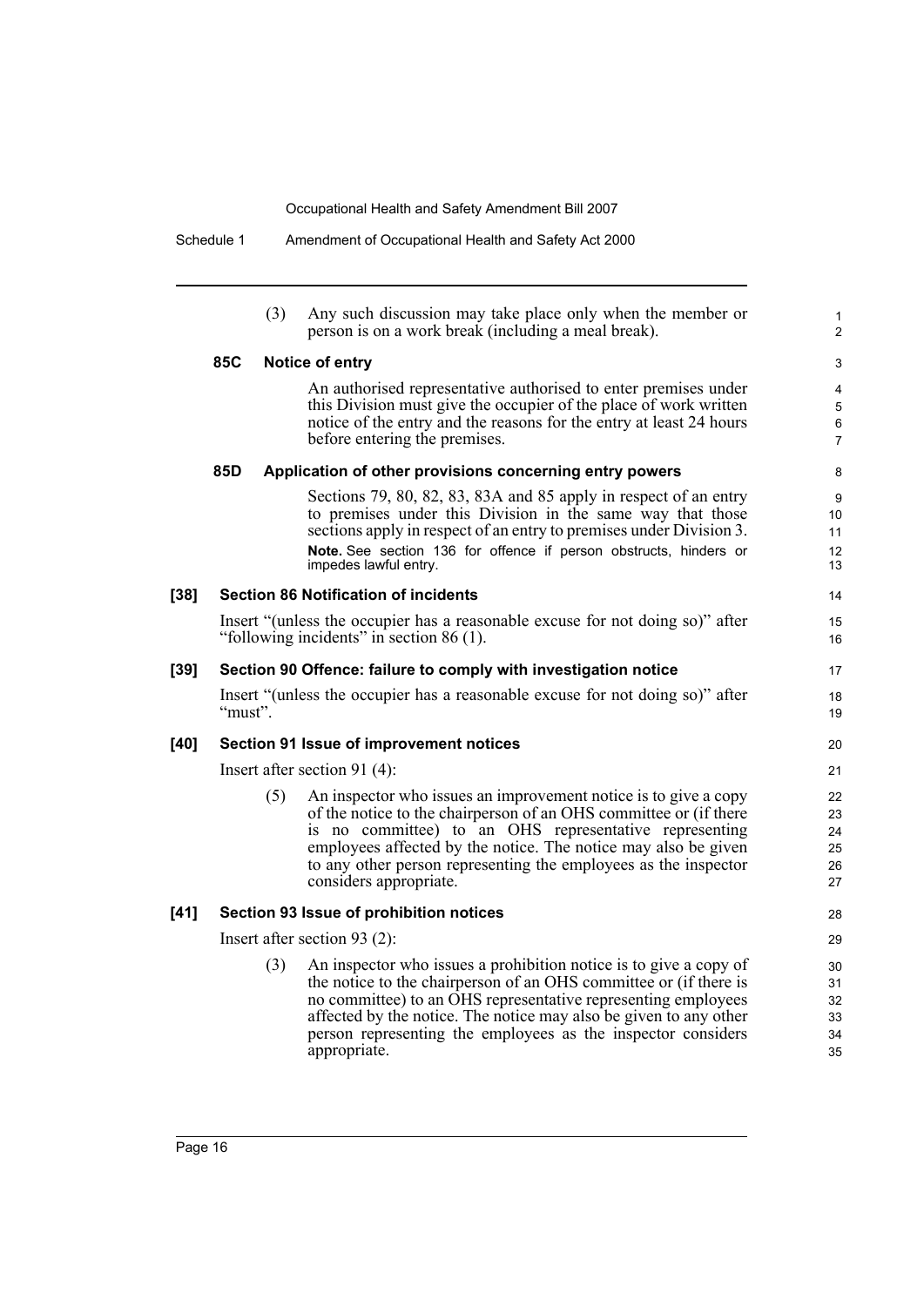(3) Any such discussion may take place only when the member or person is on a work break (including a meal break).

**85C Notice of entry**

An authorised representative authorised to enter premises under this Division must give the occupier of the place of work written notice of the entry and the reasons for the entry at least 24 hours before entering the premises.

**85D Application of other provisions concerning entry powers**

Sections 79, 80, 82, 83, 83A and 85 apply in respect of an entry to premises under this Division in the same way that those sections apply in respect of an entry to premises under Division 3.

**Note.** See section 136 for offence if person obstructs, hinders or impedes lawful entry.

**[38] Section 86 Notification of incidents**

Insert "(unless the occupier has a reasonable excuse for not doing so)" after "following incidents" in section 86 (1).

**[39] Section 90 Offence: failure to comply with investigation notice**

Insert "(unless the occupier has a reasonable excuse for not doing so)" after "must".

**[40] Section 91 Issue of improvement notices**

Insert after section 91 (4):

(5) An inspector who issues an improvement notice is to give a copy of the notice to the chairperson of an OHS committee or (if there is no committee) to an OHS representative representing employees affected by the notice. The notice may also be given to any other person representing the employees as the inspector considers appropriate.

**[41] Section 93 Issue of prohibition notices**

Insert after section 93 (2):

(3) An inspector who issues a prohibition notice is to give a copy of the notice to the chairperson of an OHS committee or (if there is no committee) to an OHS representative representing employees affected by the notice. The notice may also be given to any other person representing the employees as the inspector considers appropriate.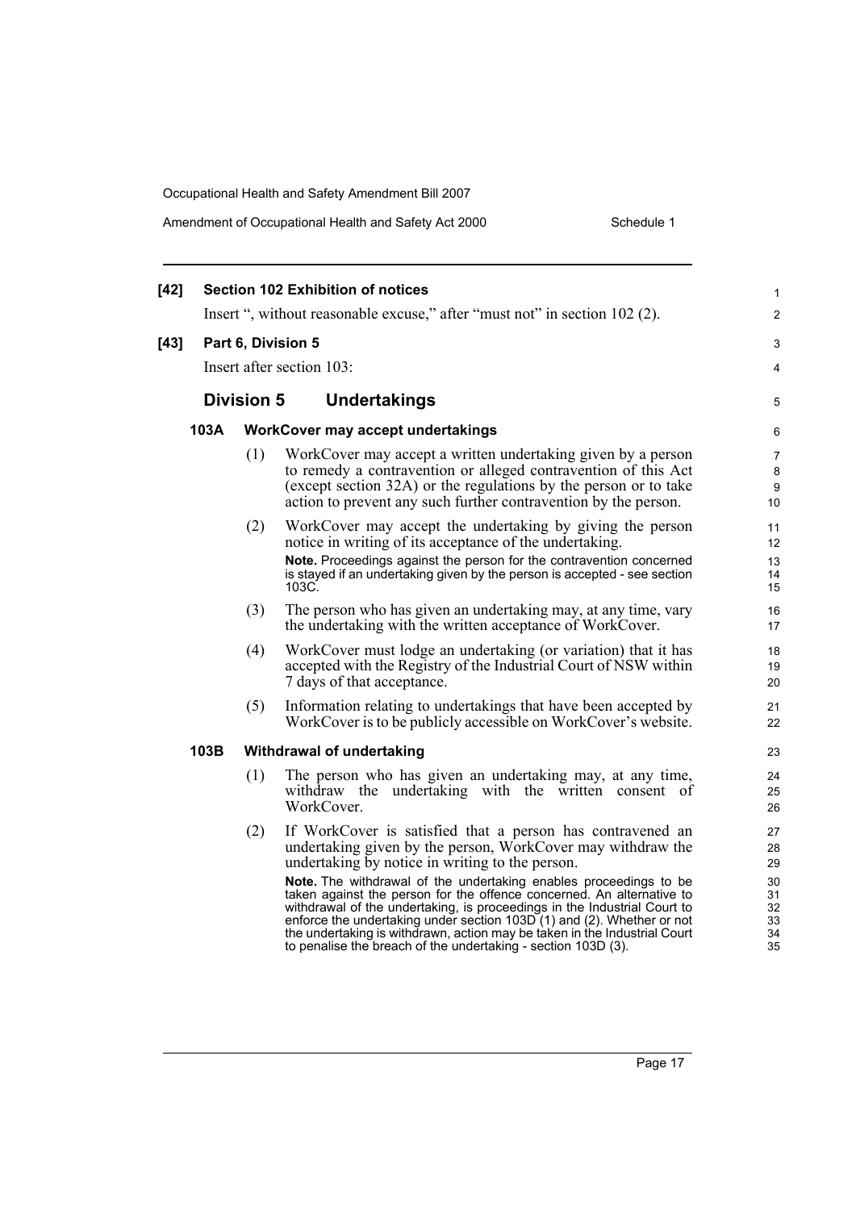**[42] Section 102 Exhibition of notices**

Insert ", without reasonable excuse," after "must not" in section 102 (2).

**[43] Part 6, Division 5**

Insert after section 103:

## Division 5 Undertakings

### 103A WorkCover may accept undertakings

(1) WorkCover may accept a written undertaking given by a person to remedy a contravention or alleged contravention of this Act (except section 32A) or the regulations by the person or to take action to prevent any such further contravention by the person.

(2) WorkCover may accept the undertaking by giving the person notice in writing of its acceptance of the undertaking.

**Note.** Proceedings against the person for the contravention concerned is stayed if an undertaking given by the person is accepted - see section 103C.

(3) The person who has given an undertaking may, at any time, vary the undertaking with the written acceptance of WorkCover.

(4) WorkCover must lodge an undertaking (or variation) that it has accepted with the Registry of the Industrial Court of NSW within 7 days of that acceptance.

(5) Information relating to undertakings that have been accepted by WorkCover is to be publicly accessible on WorkCover's website.

### 103B Withdrawal of undertaking

(1) The person who has given an undertaking may, at any time, withdraw the undertaking with the written consent of WorkCover.

(2) If WorkCover is satisfied that a person has contravened an undertaking given by the person, WorkCover may withdraw the undertaking by notice in writing to the person.

**Note.** The withdrawal of the undertaking enables proceedings to be taken against the person for the offence concerned. An alternative to withdrawal of the undertaking, is proceedings in the Industrial Court to enforce the undertaking under section 103D (1) and (2). Whether or not the undertaking is withdrawn, action may be taken in the Industrial Court to penalise the breach of the undertaking - section 103D (3).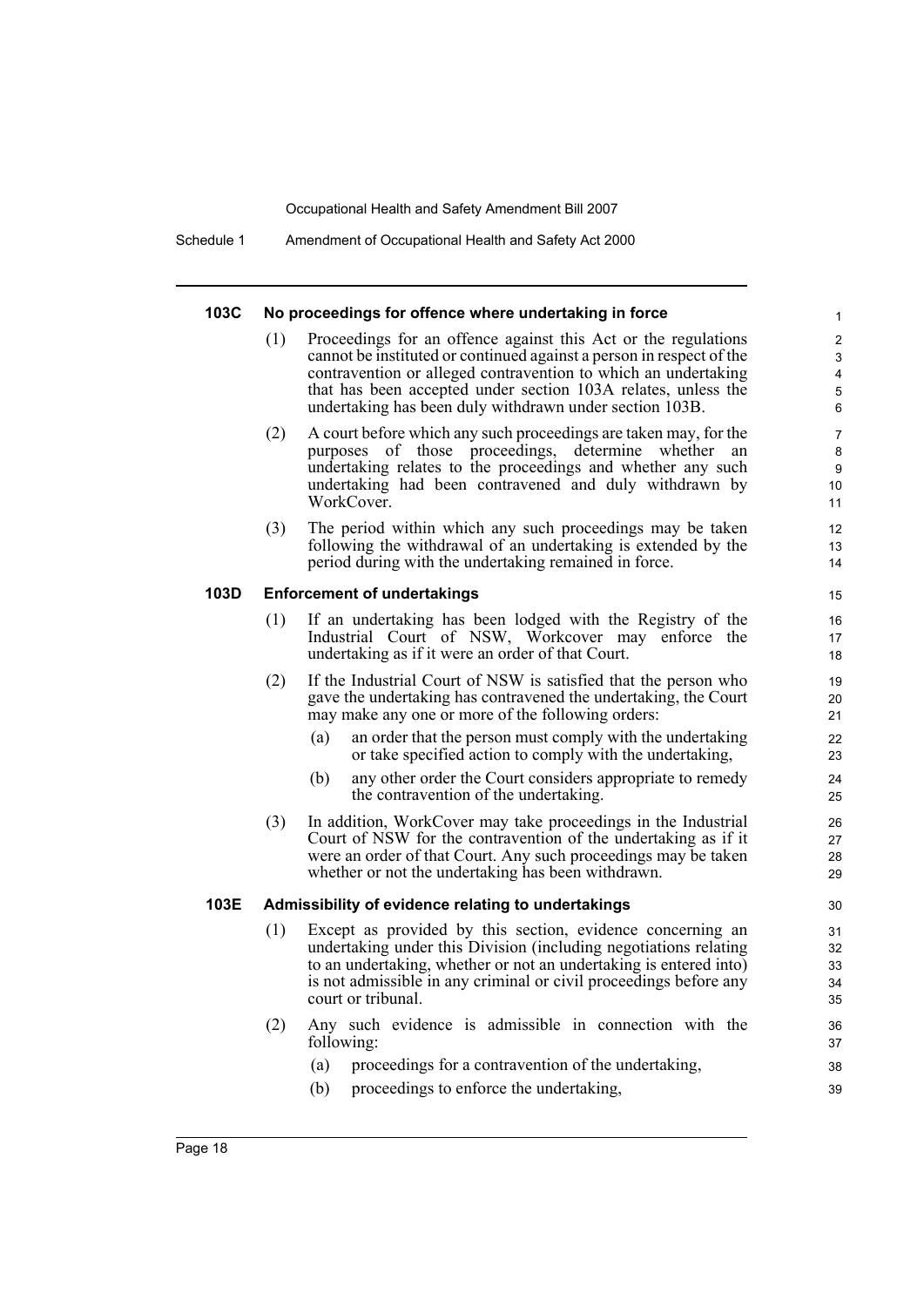#### 103C No proceedings for offence where undertaking in force

(1) Proceedings for an offence against this Act or the regulations cannot be instituted or continued against a person in respect of the contravention or alleged contravention to which an undertaking that has been accepted under section 103A relates, unless the undertaking has been duly withdrawn under section 103B.

(2) A court before which any such proceedings are taken may, for the purposes of those proceedings, determine whether an undertaking relates to the proceedings and whether any such undertaking had been contravened and duly withdrawn by WorkCover.

(3) The period within which any such proceedings may be taken following the withdrawal of an undertaking is extended by the period during with the undertaking remained in force.

#### 103D Enforcement of undertakings

(1) If an undertaking has been lodged with the Registry of the Industrial Court of NSW, Workcover may enforce the undertaking as if it were an order of that Court.

(2) If the Industrial Court of NSW is satisfied that the person who gave the undertaking has contravened the undertaking, the Court may make any one or more of the following orders:

- (a) an order that the person must comply with the undertaking or take specified action to comply with the undertaking,
- (b) any other order the Court considers appropriate to remedy the contravention of the undertaking.

(3) In addition, WorkCover may take proceedings in the Industrial Court of NSW for the contravention of the undertaking as if it were an order of that Court. Any such proceedings may be taken whether or not the undertaking has been withdrawn.

#### 103E Admissibility of evidence relating to undertakings

(1) Except as provided by this section, evidence concerning an undertaking under this Division (including negotiations relating to an undertaking, whether or not an undertaking is entered into) is not admissible in any criminal or civil proceedings before any court or tribunal.

(2) Any such evidence is admissible in connection with the following:

- (a) proceedings for a contravention of the undertaking,
- (b) proceedings to enforce the undertaking,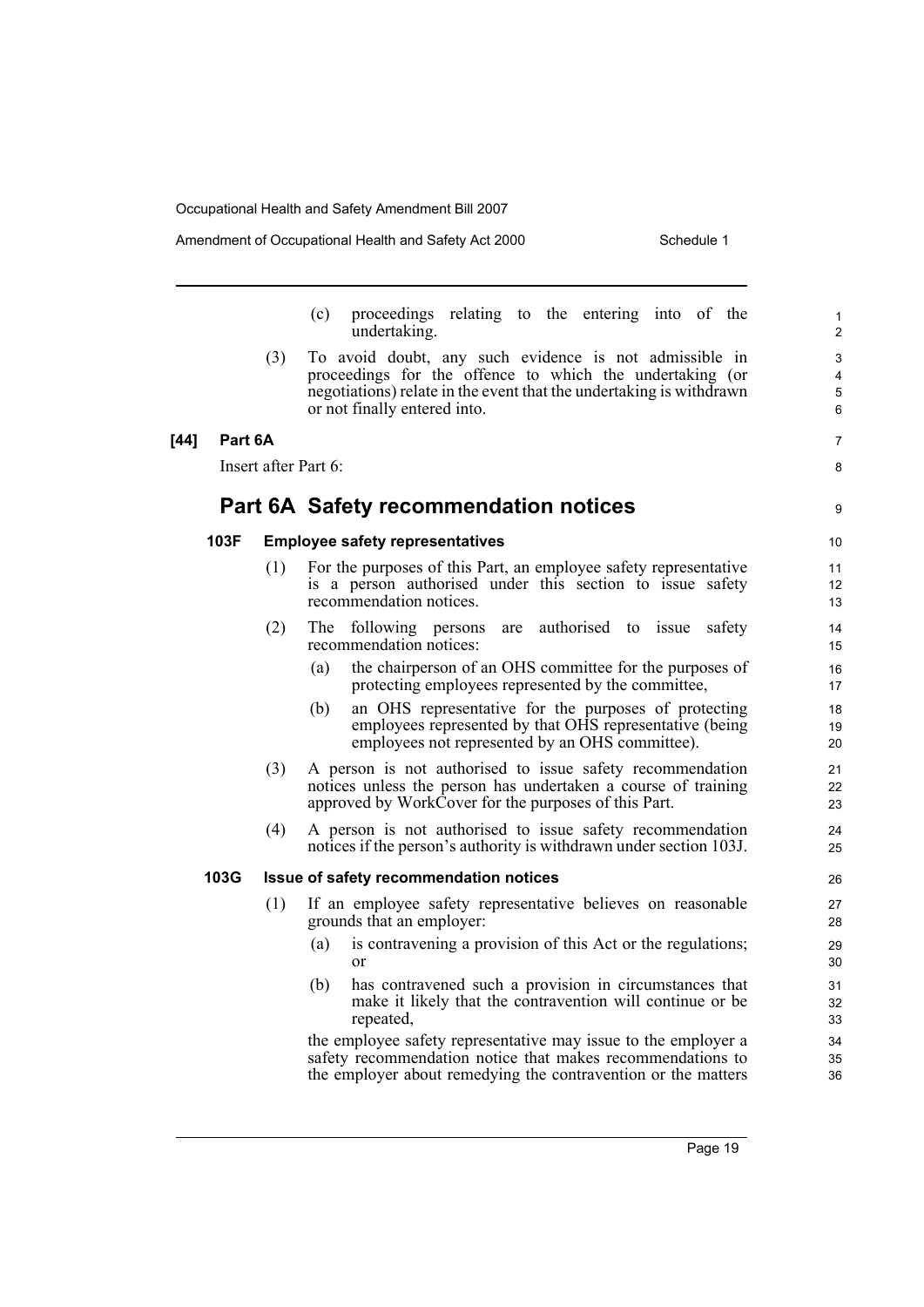(c) proceedings relating to the entering into of the undertaking.

(3) To avoid doubt, any such evidence is not admissible in proceedings for the offence to which the undertaking (or negotiations) relate in the event that the undertaking is withdrawn or not finally entered into.

**[44] Part 6A**

Insert after Part 6:

## Part 6A Safety recommendation notices

### 103F Employee safety representatives

(1) For the purposes of this Part, an employee safety representative is a person authorised under this section to issue safety recommendation notices.

(2) The following persons are authorised to issue safety recommendation notices:

(a) the chairperson of an OHS committee for the purposes of protecting employees represented by the committee,

(b) an OHS representative for the purposes of protecting employees represented by that OHS representative (being employees not represented by an OHS committee).

(3) A person is not authorised to issue safety recommendation notices unless the person has undertaken a course of training approved by WorkCover for the purposes of this Part.

(4) A person is not authorised to issue safety recommendation notices if the person's authority is withdrawn under section 103J.

### 103G Issue of safety recommendation notices

(1) If an employee safety representative believes on reasonable grounds that an employer:

(a) is contravening a provision of this Act or the regulations; or

(b) has contravened such a provision in circumstances that make it likely that the contravention will continue or be repeated,

the employee safety representative may issue to the employer a safety recommendation notice that makes recommendations to the employer about remedying the contravention or the matters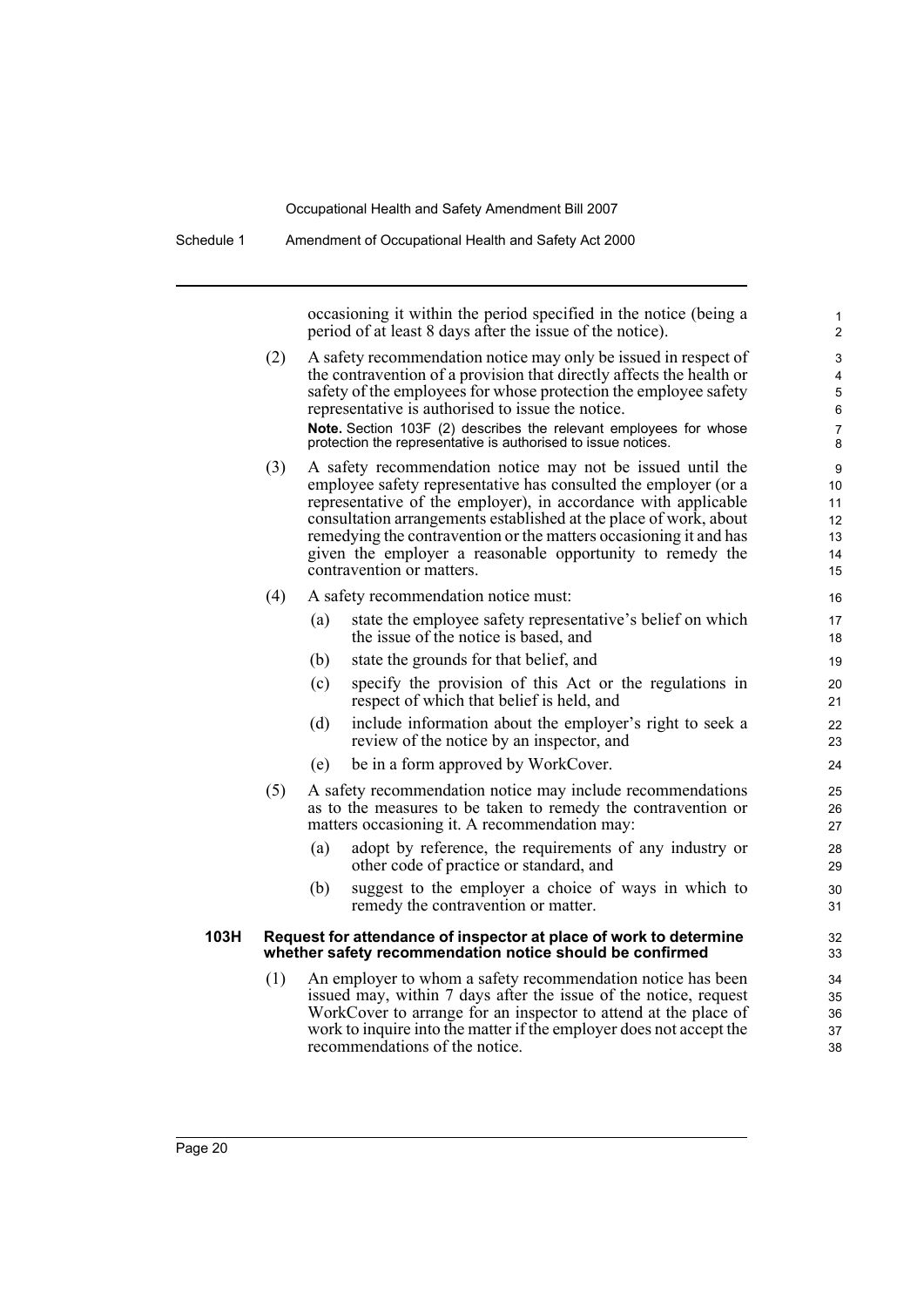occasioning it within the period specified in the notice (being a period of at least 8 days after the issue of the notice).

(2) A safety recommendation notice may only be issued in respect of the contravention of a provision that directly affects the health or safety of the employees for whose protection the employee safety representative is authorised to issue the notice.

**Note.** Section 103F (2) describes the relevant employees for whose protection the representative is authorised to issue notices.

(3) A safety recommendation notice may not be issued until the employee safety representative has consulted the employer (or a representative of the employer), in accordance with applicable consultation arrangements established at the place of work, about remedying the contravention or the matters occasioning it and has given the employer a reasonable opportunity to remedy the contravention or matters.

(4) A safety recommendation notice must:

- (a) state the employee safety representative's belief on which the issue of the notice is based, and
- (b) state the grounds for that belief, and
- (c) specify the provision of this Act or the regulations in respect of which that belief is held, and
- (d) include information about the employer's right to seek a review of the notice by an inspector, and
- (e) be in a form approved by WorkCover.

(5) A safety recommendation notice may include recommendations as to the measures to be taken to remedy the contravention or matters occasioning it. A recommendation may:

- (a) adopt by reference, the requirements of any industry or other code of practice or standard, and
- (b) suggest to the employer a choice of ways in which to remedy the contravention or matter.

### 103H Request for attendance of inspector at place of work to determine whether safety recommendation notice should be confirmed

(1) An employer to whom a safety recommendation notice has been issued may, within 7 days after the issue of the notice, request WorkCover to arrange for an inspector to attend at the place of work to inquire into the matter if the employer does not accept the recommendations of the notice.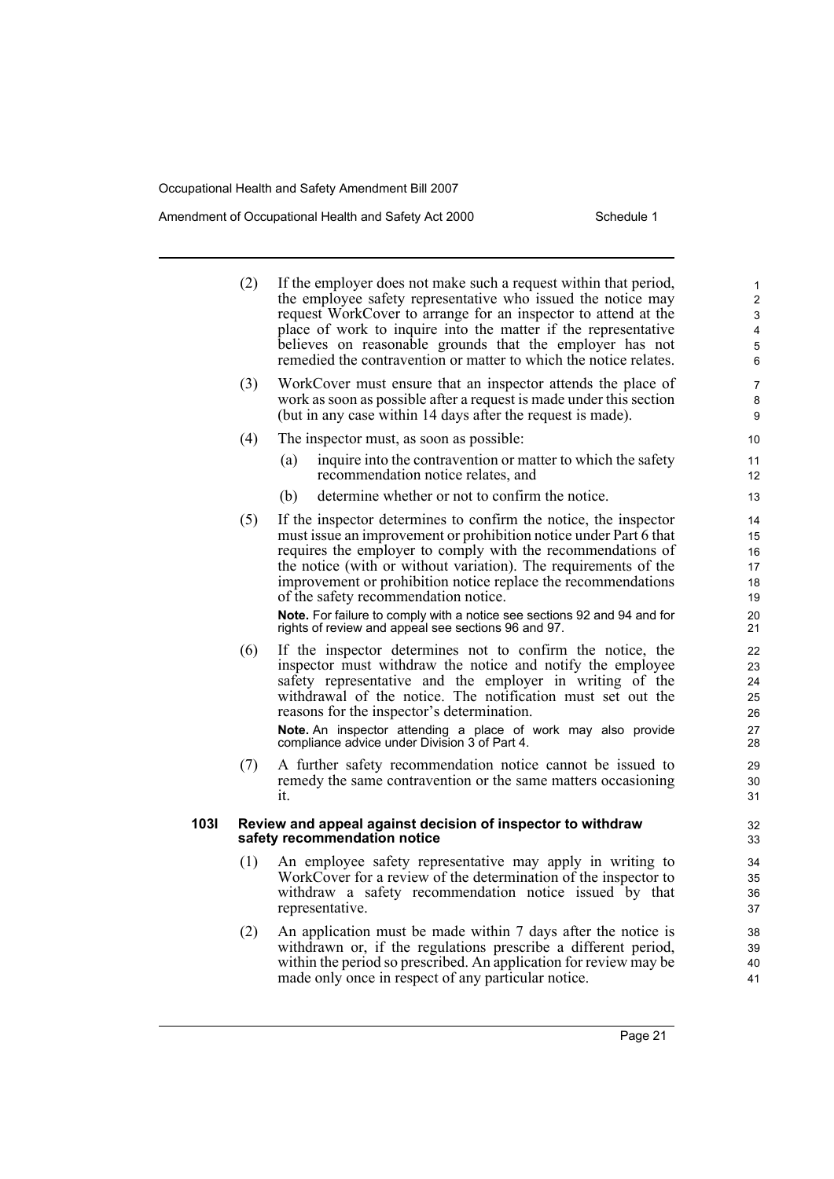(2) If the employer does not make such a request within that period, the employee safety representative who issued the notice may request WorkCover to arrange for an inspector to attend at the place of work to inquire into the matter if the representative believes on reasonable grounds that the employer has not remedied the contravention or matter to which the notice relates.

(3) WorkCover must ensure that an inspector attends the place of work as soon as possible after a request is made under this section (but in any case within 14 days after the request is made).

(4) The inspector must, as soon as possible:

(a) inquire into the contravention or matter to which the safety recommendation notice relates, and

(b) determine whether or not to confirm the notice.

(5) If the inspector determines to confirm the notice, the inspector must issue an improvement or prohibition notice under Part 6 that requires the employer to comply with the recommendations of the notice (with or without variation). The requirements of the improvement or prohibition notice replace the recommendations of the safety recommendation notice.

**Note.** For failure to comply with a notice see sections 92 and 94 and for rights of review and appeal see sections 96 and 97.

(6) If the inspector determines not to confirm the notice, the inspector must withdraw the notice and notify the employee safety representative and the employer in writing of the withdrawal of the notice. The notification must set out the reasons for the inspector's determination.

**Note.** An inspector attending a place of work may also provide compliance advice under Division 3 of Part 4.

(7) A further safety recommendation notice cannot be issued to remedy the same contravention or the same matters occasioning it.

**103I Review and appeal against decision of inspector to withdraw safety recommendation notice**

(1) An employee safety representative may apply in writing to WorkCover for a review of the determination of the inspector to withdraw a safety recommendation notice issued by that representative.

(2) An application must be made within 7 days after the notice is withdrawn or, if the regulations prescribe a different period, within the period so prescribed. An application for review may be made only once in respect of any particular notice.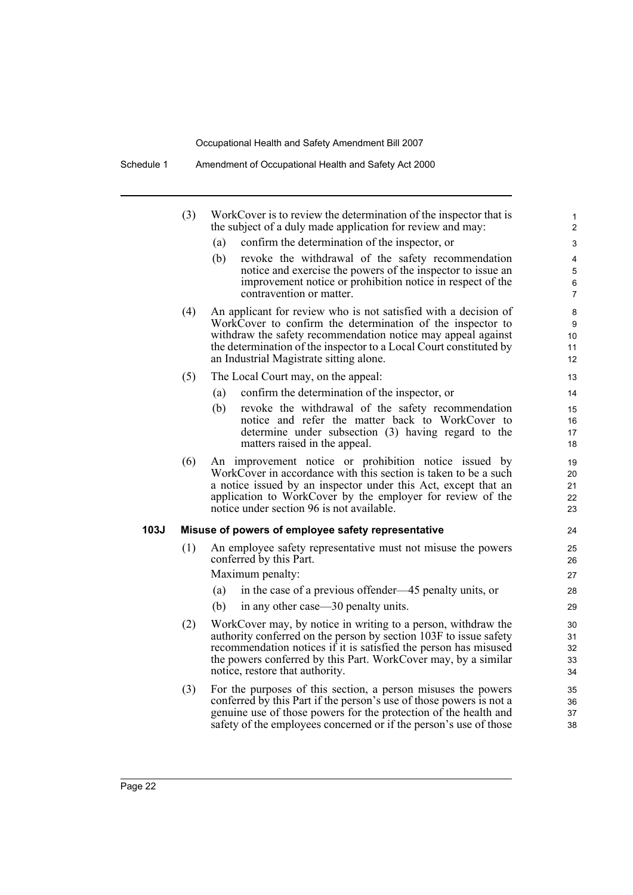(3) WorkCover is to review the determination of the inspector that is the subject of a duly made application for review and may:

(a) confirm the determination of the inspector, or

(b) revoke the withdrawal of the safety recommendation notice and exercise the powers of the inspector to issue an improvement notice or prohibition notice in respect of the contravention or matter.

(4) An applicant for review who is not satisfied with a decision of WorkCover to confirm the determination of the inspector to withdraw the safety recommendation notice may appeal against the determination of the inspector to a Local Court constituted by an Industrial Magistrate sitting alone.

(5) The Local Court may, on the appeal:

(a) confirm the determination of the inspector, or

(b) revoke the withdrawal of the safety recommendation notice and refer the matter back to WorkCover to determine under subsection (3) having regard to the matters raised in the appeal.

(6) An improvement notice or prohibition notice issued by WorkCover in accordance with this section is taken to be a such a notice issued by an inspector under this Act, except that an application to WorkCover by the employer for review of the notice under section 96 is not available.

**103J Misuse of powers of employee safety representative**

(1) An employee safety representative must not misuse the powers conferred by this Part.

Maximum penalty:

(a) in the case of a previous offender—45 penalty units, or

(b) in any other case—30 penalty units.

(2) WorkCover may, by notice in writing to a person, withdraw the authority conferred on the person by section 103F to issue safety recommendation notices if it is satisfied the person has misused the powers conferred by this Part. WorkCover may, by a similar notice, restore that authority.

(3) For the purposes of this section, a person misuses the powers conferred by this Part if the person's use of those powers is not a genuine use of those powers for the protection of the health and safety of the employees concerned or if the person's use of those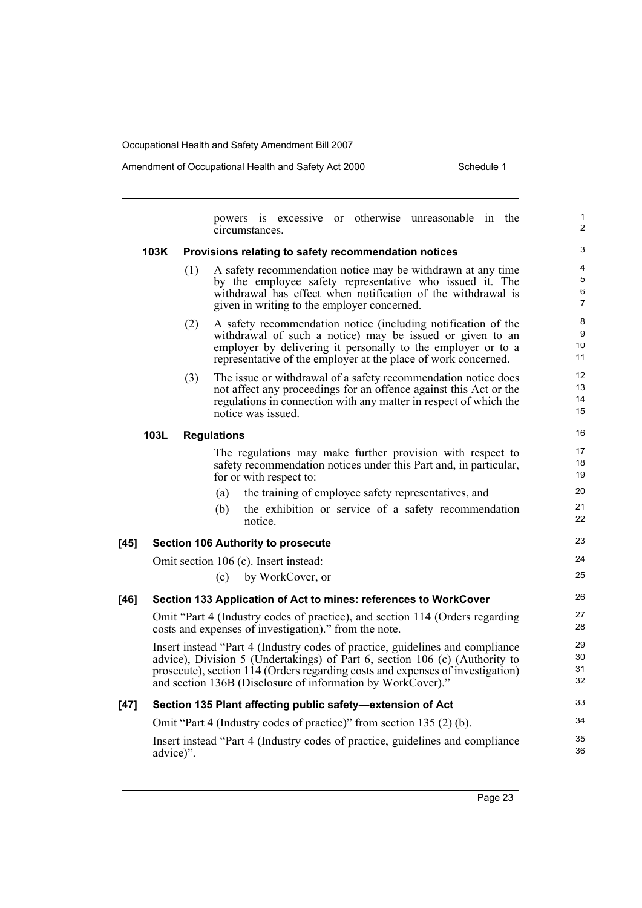powers is excessive or otherwise unreasonable in the circumstances.

**103K Provisions relating to safety recommendation notices**

(1) A safety recommendation notice may be withdrawn at any time by the employee safety representative who issued it. The withdrawal has effect when notification of the withdrawal is given in writing to the employer concerned.

(2) A safety recommendation notice (including notification of the withdrawal of such a notice) may be issued or given to an employer by delivering it personally to the employer or to a representative of the employer at the place of work concerned.

(3) The issue or withdrawal of a safety recommendation notice does not affect any proceedings for an offence against this Act or the regulations in connection with any matter in respect of which the notice was issued.

**103L Regulations**

The regulations may make further provision with respect to safety recommendation notices under this Part and, in particular, for or with respect to:

(a) the training of employee safety representatives, and

(b) the exhibition or service of a safety recommendation notice.

**[45] Section 106 Authority to prosecute**

Omit section 106 (c). Insert instead:

(c) by WorkCover, or

**[46] Section 133 Application of Act to mines: references to WorkCover**

Omit "Part 4 (Industry codes of practice), and section 114 (Orders regarding costs and expenses of investigation)." from the note.

Insert instead "Part 4 (Industry codes of practice, guidelines and compliance advice), Division 5 (Undertakings) of Part 6, section 106 (c) (Authority to prosecute), section 114 (Orders regarding costs and expenses of investigation) and section 136B (Disclosure of information by WorkCover)."

**[47] Section 135 Plant affecting public safety—extension of Act**

Omit "Part 4 (Industry codes of practice)" from section 135 (2) (b).

Insert instead "Part 4 (Industry codes of practice, guidelines and compliance advice)".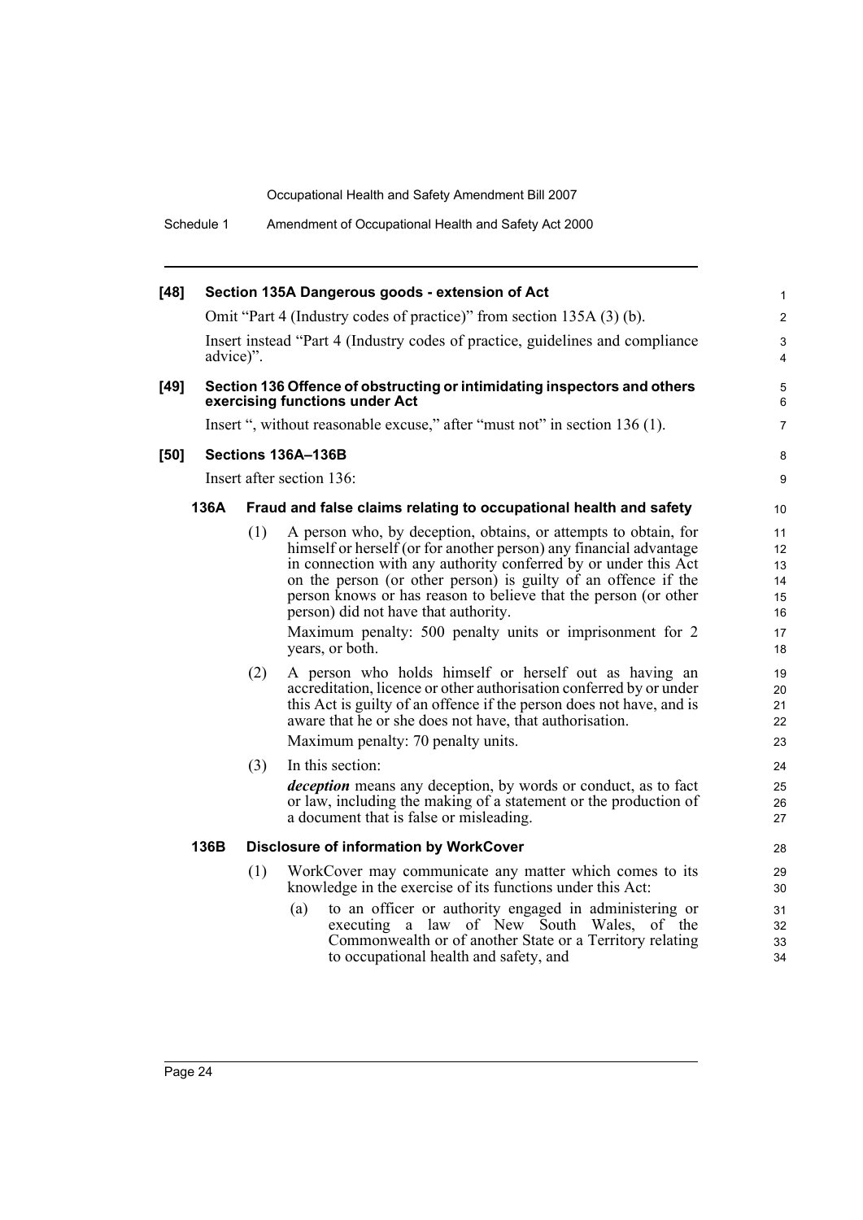**[48] Section 135A Dangerous goods - extension of Act**

Omit "Part 4 (Industry codes of practice)" from section 135A (3) (b).

Insert instead "Part 4 (Industry codes of practice, guidelines and compliance advice)".

**[49] Section 136 Offence of obstructing or intimidating inspectors and others exercising functions under Act**

Insert ", without reasonable excuse," after "must not" in section 136 (1).

**[50] Sections 136A–136B**

Insert after section 136:

**136A Fraud and false claims relating to occupational health and safety**

(1) A person who, by deception, obtains, or attempts to obtain, for himself or herself (or for another person) any financial advantage in connection with any authority conferred by or under this Act on the person (or other person) is guilty of an offence if the person knows or has reason to believe that the person (or other person) did not have that authority.

Maximum penalty: 500 penalty units or imprisonment for 2 years, or both.

(2) A person who holds himself or herself out as having an accreditation, licence or other authorisation conferred by or under this Act is guilty of an offence if the person does not have, and is aware that he or she does not have, that authorisation.

Maximum penalty: 70 penalty units.

(3) In this section:

***deception*** means any deception, by words or conduct, as to fact or law, including the making of a statement or the production of a document that is false or misleading.

**136B Disclosure of information by WorkCover**

(1) WorkCover may communicate any matter which comes to its knowledge in the exercise of its functions under this Act:

(a) to an officer or authority engaged in administering or executing a law of New South Wales, of the Commonwealth or of another State or a Territory relating to occupational health and safety, and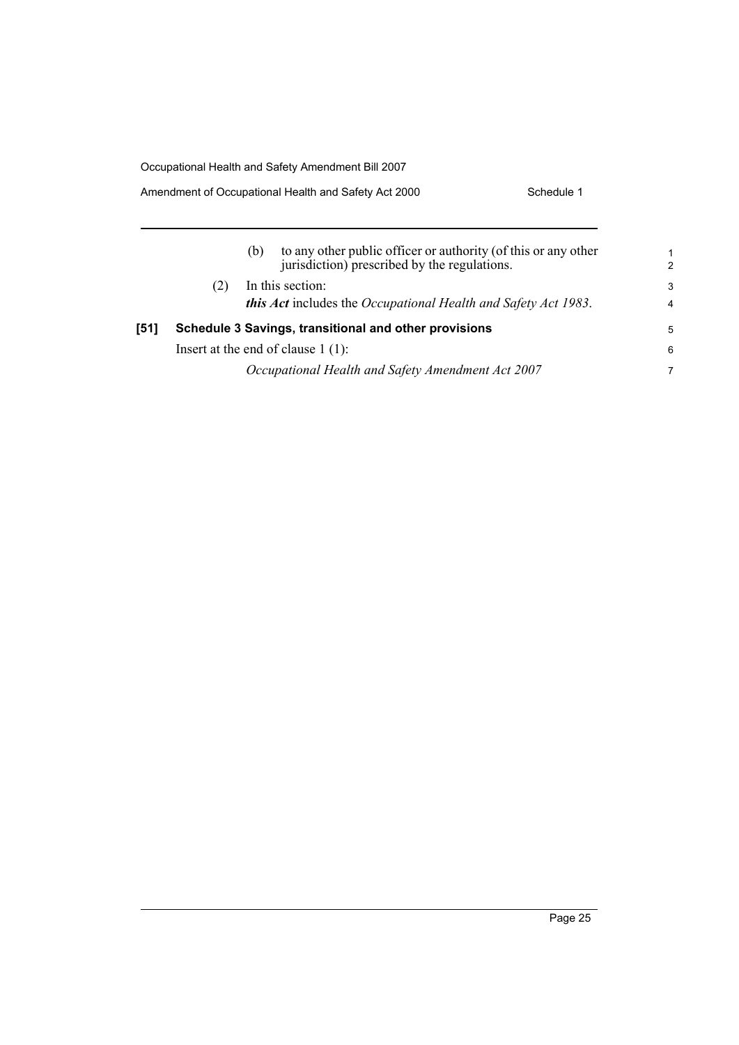(b) to any other public officer or authority (of this or any other jurisdiction) prescribed by the regulations.

(2) In this section:

***this Act*** includes the *Occupational Health and Safety Act 1983*.

**[51] Schedule 3 Savings, transitional and other provisions**

Insert at the end of clause 1 (1):

*Occupational Health and Safety Amendment Act 2007*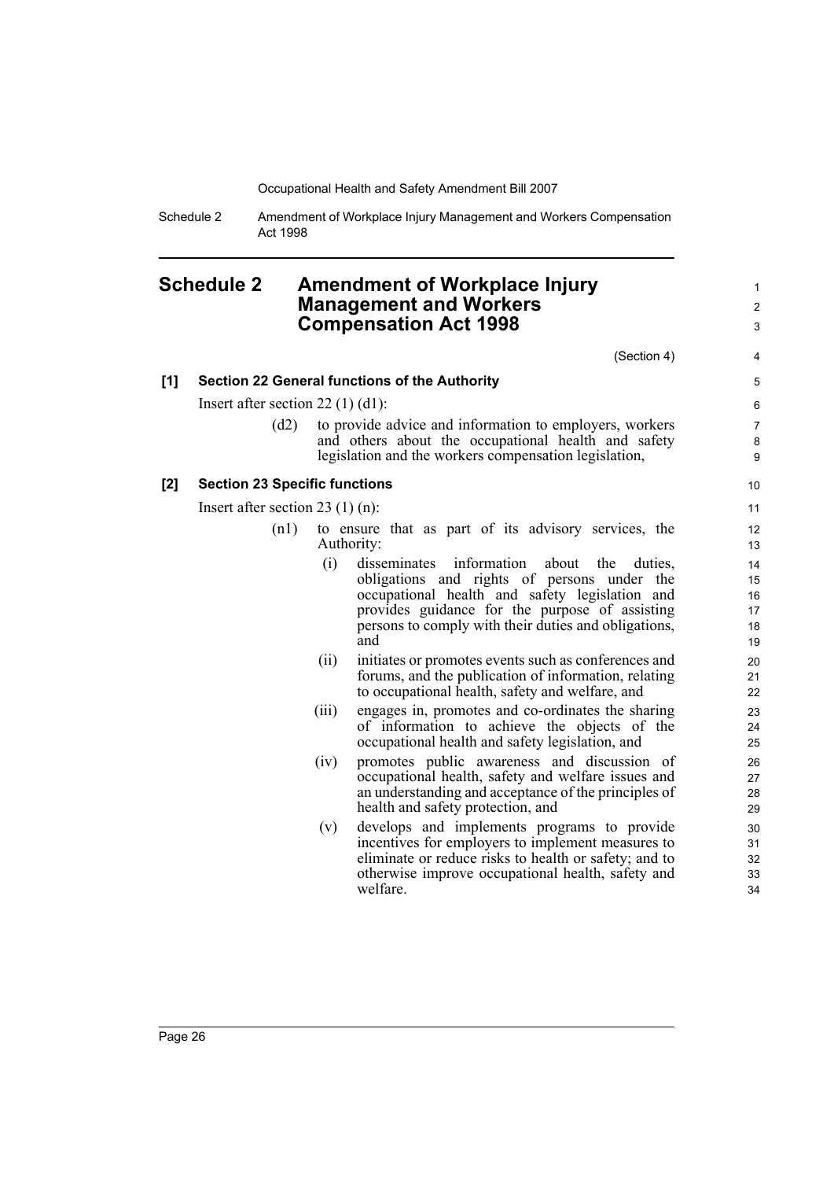# Schedule 2 Amendment of Workplace Injury Management and Workers Compensation Act 1998

(Section 4)

**[1] Section 22 General functions of the Authority**

Insert after section 22 (1) (d1):

> (d2) to provide advice and information to employers, workers and others about the occupational health and safety legislation and the workers compensation legislation,

**[2] Section 23 Specific functions**

Insert after section 23 (1) (n):

> (n1) to ensure that as part of its advisory services, the Authority:
>
> (i) disseminates information about the duties, obligations and rights of persons under the occupational health and safety legislation and provides guidance for the purpose of assisting persons to comply with their duties and obligations, and
>
> (ii) initiates or promotes events such as conferences and forums, and the publication of information, relating to occupational health, safety and welfare, and
>
> (iii) engages in, promotes and co-ordinates the sharing of information to achieve the objects of the occupational health and safety legislation, and
>
> (iv) promotes public awareness and discussion of occupational health, safety and welfare issues and an understanding and acceptance of the principles of health and safety protection, and
>
> (v) develops and implements programs to provide incentives for employers to implement measures to eliminate or reduce risks to health or safety; and to otherwise improve occupational health, safety and welfare.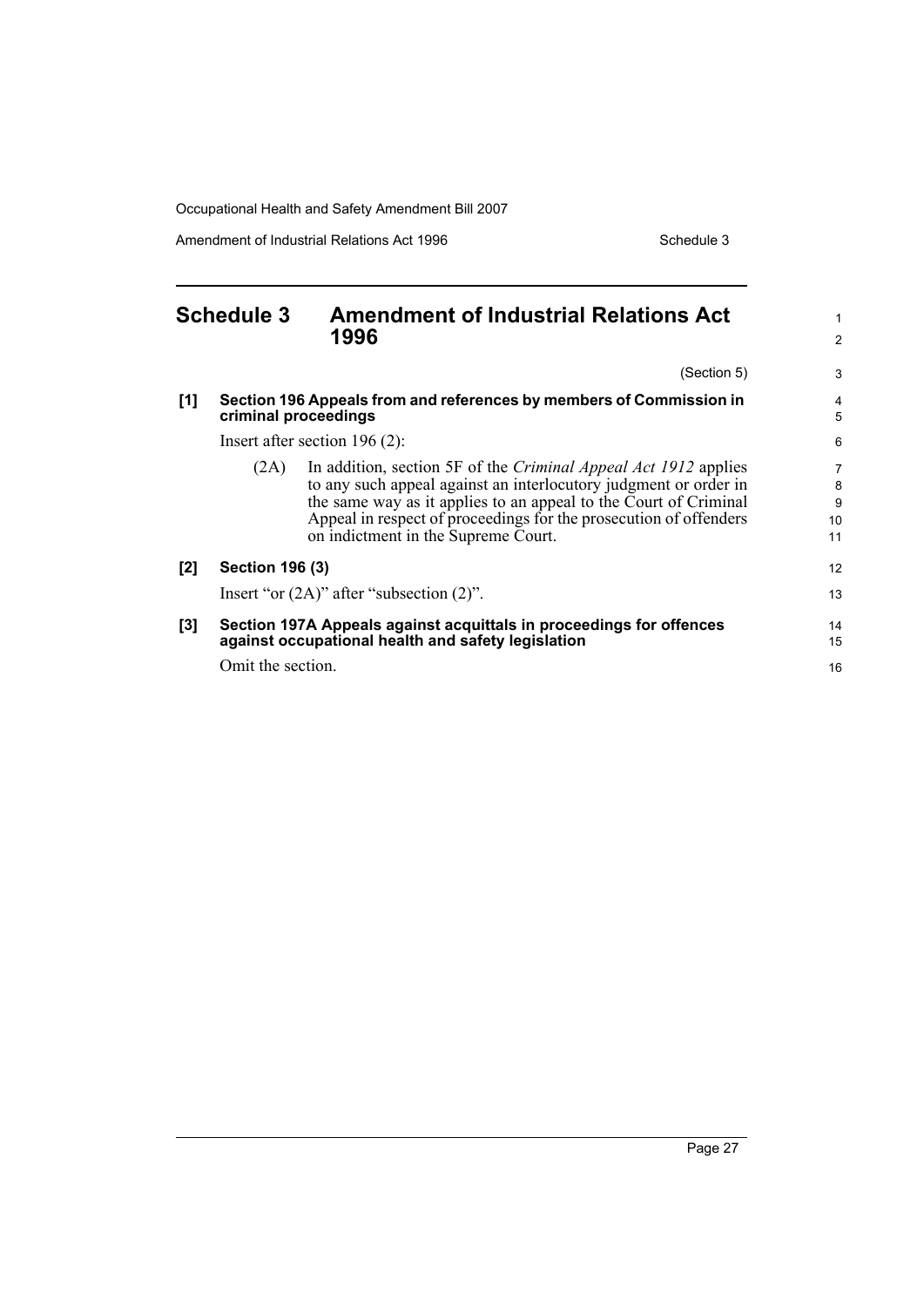## Schedule 3 Amendment of Industrial Relations Act 1996

(Section 5)

**[1] Section 196 Appeals from and references by members of Commission in criminal proceedings**

Insert after section 196 (2):

(2A) In addition, section 5F of the *Criminal Appeal Act 1912* applies to any such appeal against an interlocutory judgment or order in the same way as it applies to an appeal to the Court of Criminal Appeal in respect of proceedings for the prosecution of offenders on indictment in the Supreme Court.

**[2] Section 196 (3)**

Insert "or (2A)" after "subsection (2)".

**[3] Section 197A Appeals against acquittals in proceedings for offences against occupational health and safety legislation**

Omit the section.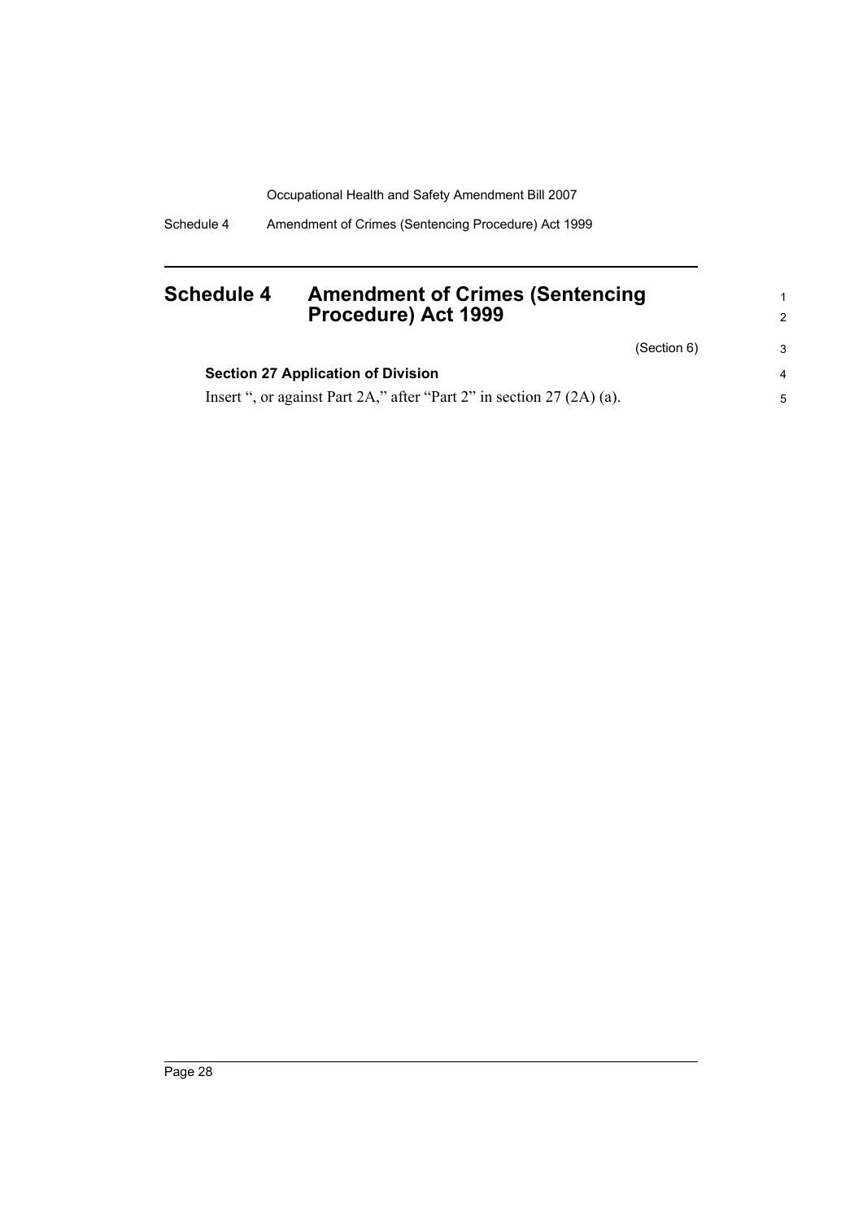# Schedule 4 Amendment of Crimes (Sentencing Procedure) Act 1999

(Section 6)

**Section 27 Application of Division**

Insert ", or against Part 2A," after "Part 2" in section 27 (2A) (a).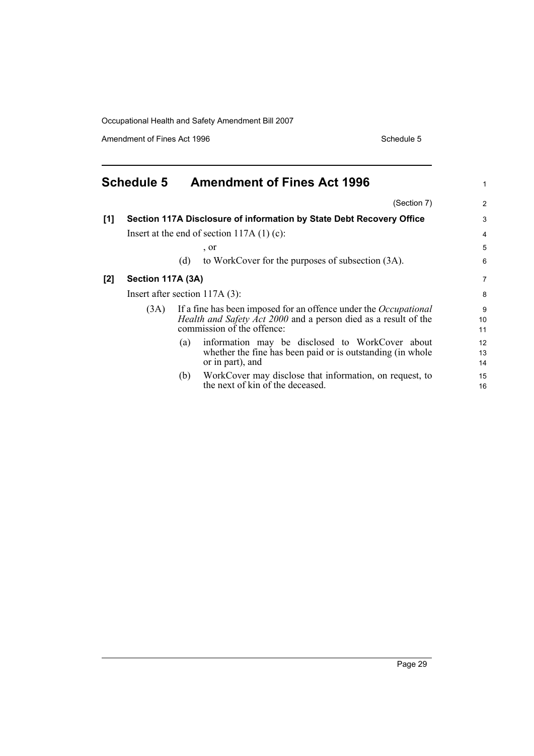# Schedule 5 Amendment of Fines Act 1996

(Section 7)

**[1] Section 117A Disclosure of information by State Debt Recovery Office**

Insert at the end of section 117A (1) (c):

, or

(d) to WorkCover for the purposes of subsection (3A).

**[2] Section 117A (3A)**

Insert after section 117A (3):

(3A) If a fine has been imposed for an offence under the *Occupational Health and Safety Act 2000* and a person died as a result of the commission of the offence:

(a) information may be disclosed to WorkCover about whether the fine has been paid or is outstanding (in whole or in part), and

(b) WorkCover may disclose that information, on request, to the next of kin of the deceased.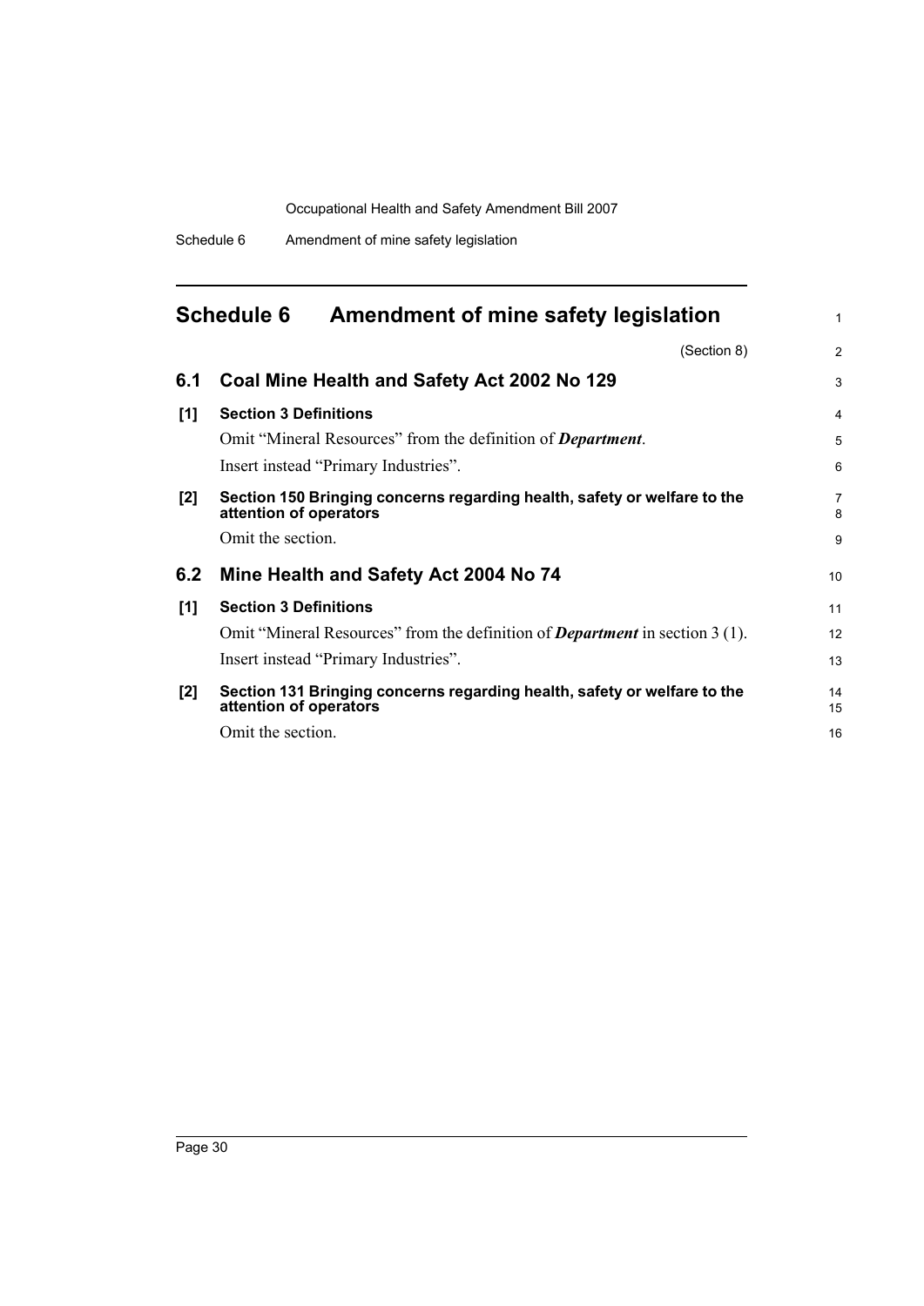# Schedule 6 Amendment of mine safety legislation

(Section 8)

## 6.1 Coal Mine Health and Safety Act 2002 No 129

**[1] Section 3 Definitions**

Omit "Mineral Resources" from the definition of ***Department***.

Insert instead "Primary Industries".

**[2] Section 150 Bringing concerns regarding health, safety or welfare to the attention of operators**

Omit the section.

## 6.2 Mine Health and Safety Act 2004 No 74

**[1] Section 3 Definitions**

Omit "Mineral Resources" from the definition of ***Department*** in section 3 (1).

Insert instead "Primary Industries".

**[2] Section 131 Bringing concerns regarding health, safety or welfare to the attention of operators**

Omit the section.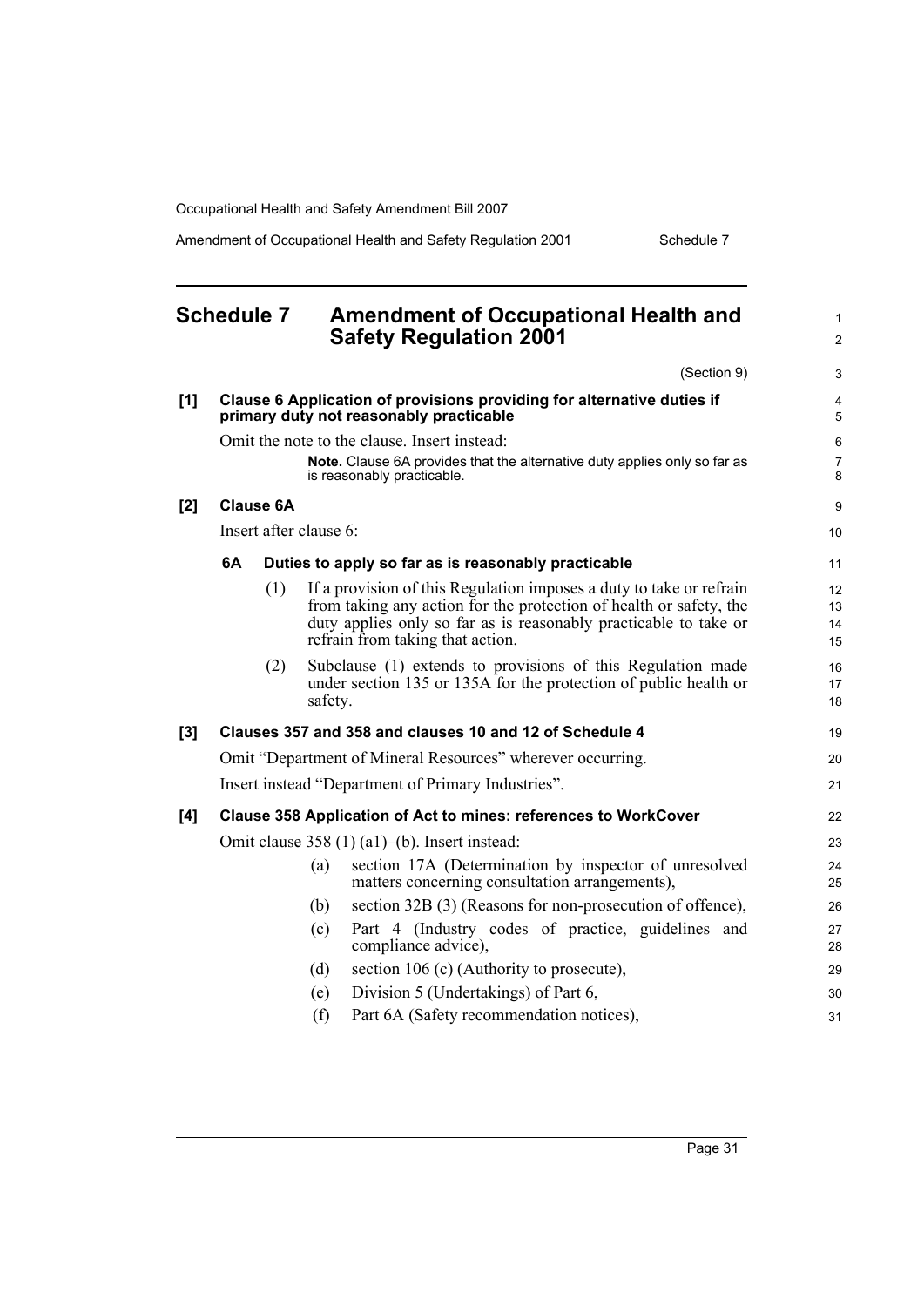# Schedule 7 Amendment of Occupational Health and Safety Regulation 2001

(Section 9)

**[1] Clause 6 Application of provisions providing for alternative duties if primary duty not reasonably practicable**

Omit the note to the clause. Insert instead:

> **Note.** Clause 6A provides that the alternative duty applies only so far as is reasonably practicable.

**[2] Clause 6A**

Insert after clause 6:

> **6A Duties to apply so far as is reasonably practicable**
>
> (1) If a provision of this Regulation imposes a duty to take or refrain from taking any action for the protection of health or safety, the duty applies only so far as is reasonably practicable to take or refrain from taking that action.
>
> (2) Subclause (1) extends to provisions of this Regulation made under section 135 or 135A for the protection of public health or safety.

**[3] Clauses 357 and 358 and clauses 10 and 12 of Schedule 4**

Omit "Department of Mineral Resources" wherever occurring.

Insert instead "Department of Primary Industries".

**[4] Clause 358 Application of Act to mines: references to WorkCover**

Omit clause 358 (1) (a1)–(b). Insert instead:

> (a) section 17A (Determination by inspector of unresolved matters concerning consultation arrangements),
>
> (b) section 32B (3) (Reasons for non-prosecution of offence),
>
> (c) Part 4 (Industry codes of practice, guidelines and compliance advice),
>
> (d) section 106 (c) (Authority to prosecute),
>
> (e) Division 5 (Undertakings) of Part 6,
>
> (f) Part 6A (Safety recommendation notices),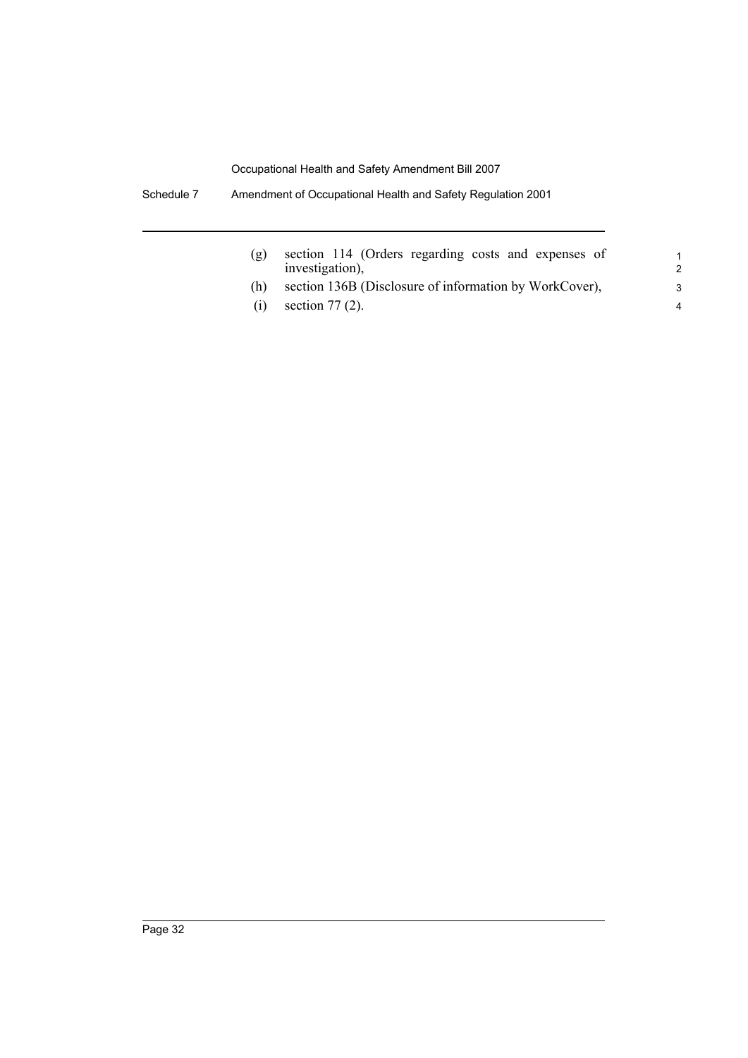(g) section 114 (Orders regarding costs and expenses of investigation),

(h) section 136B (Disclosure of information by WorkCover),

(i) section 77 (2).